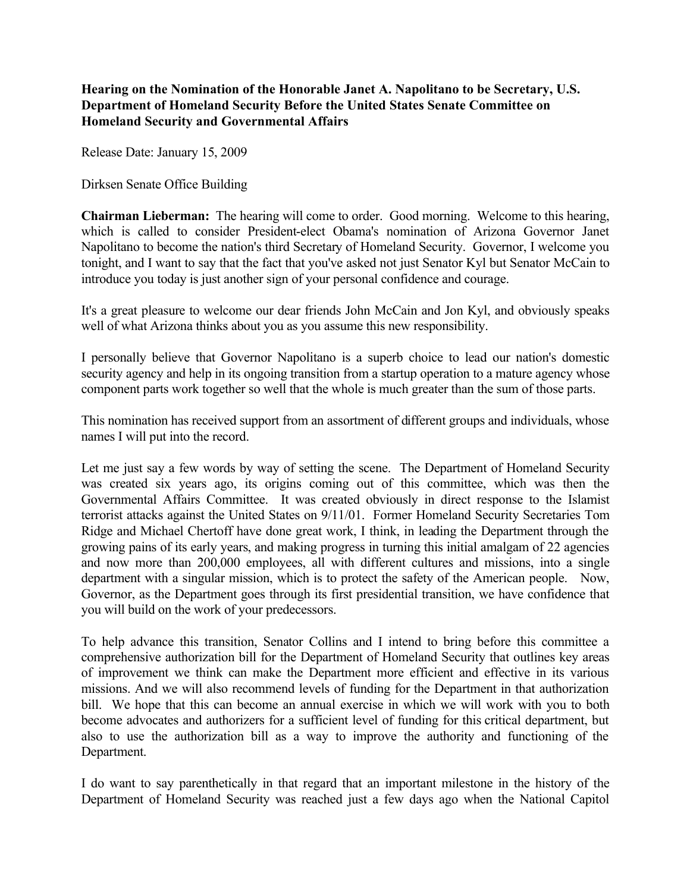**Hearing on the Nomination of the Honorable Janet A. Napolitano to be Secretary, U.S. Department of Homeland Security Before the United States Senate Committee on Homeland Security and Governmental Affairs**

Release Date: January 15, 2009

Dirksen Senate Office Building

**Chairman Lieberman:** The hearing will come to order. Good morning. Welcome to this hearing, which is called to consider President-elect Obama's nomination of Arizona Governor Janet Napolitano to become the nation's third Secretary of Homeland Security. Governor, I welcome you tonight, and I want to say that the fact that you've asked not just Senator Kyl but Senator McCain to introduce you today is just another sign of your personal confidence and courage.

It's a great pleasure to welcome our dear friends John McCain and Jon Kyl, and obviously speaks well of what Arizona thinks about you as you assume this new responsibility.

I personally believe that Governor Napolitano is a superb choice to lead our nation's domestic security agency and help in its ongoing transition from a startup operation to a mature agency whose component parts work together so well that the whole is much greater than the sum of those parts.

This nomination has received support from an assortment of different groups and individuals, whose names I will put into the record.

Let me just say a few words by way of setting the scene. The Department of Homeland Security was created six years ago, its origins coming out of this committee, which was then the Governmental Affairs Committee. It was created obviously in direct response to the Islamist terrorist attacks against the United States on 9/11/01. Former Homeland Security Secretaries Tom Ridge and Michael Chertoff have done great work, I think, in leading the Department through the growing pains of its early years, and making progress in turning this initial amalgam of 22 agencies and now more than 200,000 employees, all with different cultures and missions, into a single department with a singular mission, which is to protect the safety of the American people. Now, Governor, as the Department goes through its first presidential transition, we have confidence that you will build on the work of your predecessors.

To help advance this transition, Senator Collins and I intend to bring before this committee a comprehensive authorization bill for the Department of Homeland Security that outlines key areas of improvement we think can make the Department more efficient and effective in its various missions. And we will also recommend levels of funding for the Department in that authorization bill. We hope that this can become an annual exercise in which we will work with you to both become advocates and authorizers for a sufficient level of funding for this critical department, but also to use the authorization bill as a way to improve the authority and functioning of the Department.

I do want to say parenthetically in that regard that an important milestone in the history of the Department of Homeland Security was reached just a few days ago when the National Capitol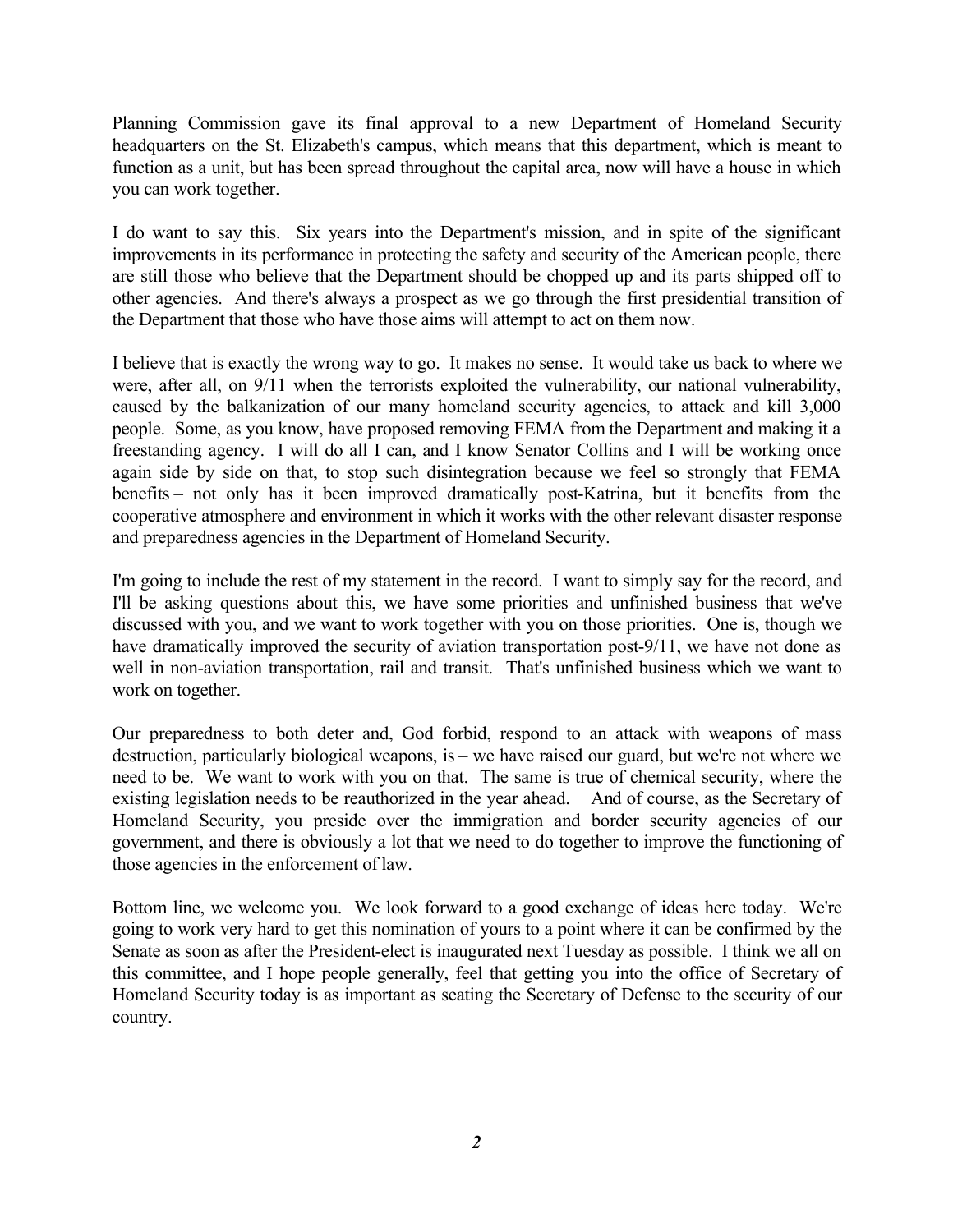Planning Commission gave its final approval to a new Department of Homeland Security headquarters on the St. Elizabeth's campus, which means that this department, which is meant to function as a unit, but has been spread throughout the capital area, now will have a house in which you can work together.

I do want to say this. Six years into the Department's mission, and in spite of the significant improvements in its performance in protecting the safety and security of the American people, there are still those who believe that the Department should be chopped up and its parts shipped off to other agencies. And there's always a prospect as we go through the first presidential transition of the Department that those who have those aims will attempt to act on them now.

I believe that is exactly the wrong way to go. It makes no sense. It would take us back to where we were, after all, on 9/11 when the terrorists exploited the vulnerability, our national vulnerability, caused by the balkanization of our many homeland security agencies, to attack and kill 3,000 people. Some, as you know, have proposed removing FEMA from the Department and making it a freestanding agency. I will do all I can, and I know Senator Collins and I will be working once again side by side on that, to stop such disintegration because we feel so strongly that FEMA benefits – not only has it been improved dramatically post-Katrina, but it benefits from the cooperative atmosphere and environment in which it works with the other relevant disaster response and preparedness agencies in the Department of Homeland Security.

I'm going to include the rest of my statement in the record. I want to simply say for the record, and I'll be asking questions about this, we have some priorities and unfinished business that we've discussed with you, and we want to work together with you on those priorities. One is, though we have dramatically improved the security of aviation transportation post-9/11, we have not done as well in non-aviation transportation, rail and transit. That's unfinished business which we want to work on together.

Our preparedness to both deter and, God forbid, respond to an attack with weapons of mass destruction, particularly biological weapons, is – we have raised our guard, but we're not where we need to be. We want to work with you on that. The same is true of chemical security, where the existing legislation needs to be reauthorized in the year ahead. And of course, as the Secretary of Homeland Security, you preside over the immigration and border security agencies of our government, and there is obviously a lot that we need to do together to improve the functioning of those agencies in the enforcement of law.

Bottom line, we welcome you. We look forward to a good exchange of ideas here today. We're going to work very hard to get this nomination of yours to a point where it can be confirmed by the Senate as soon as after the President-elect is inaugurated next Tuesday as possible. I think we all on this committee, and I hope people generally, feel that getting you into the office of Secretary of Homeland Security today is as important as seating the Secretary of Defense to the security of our country.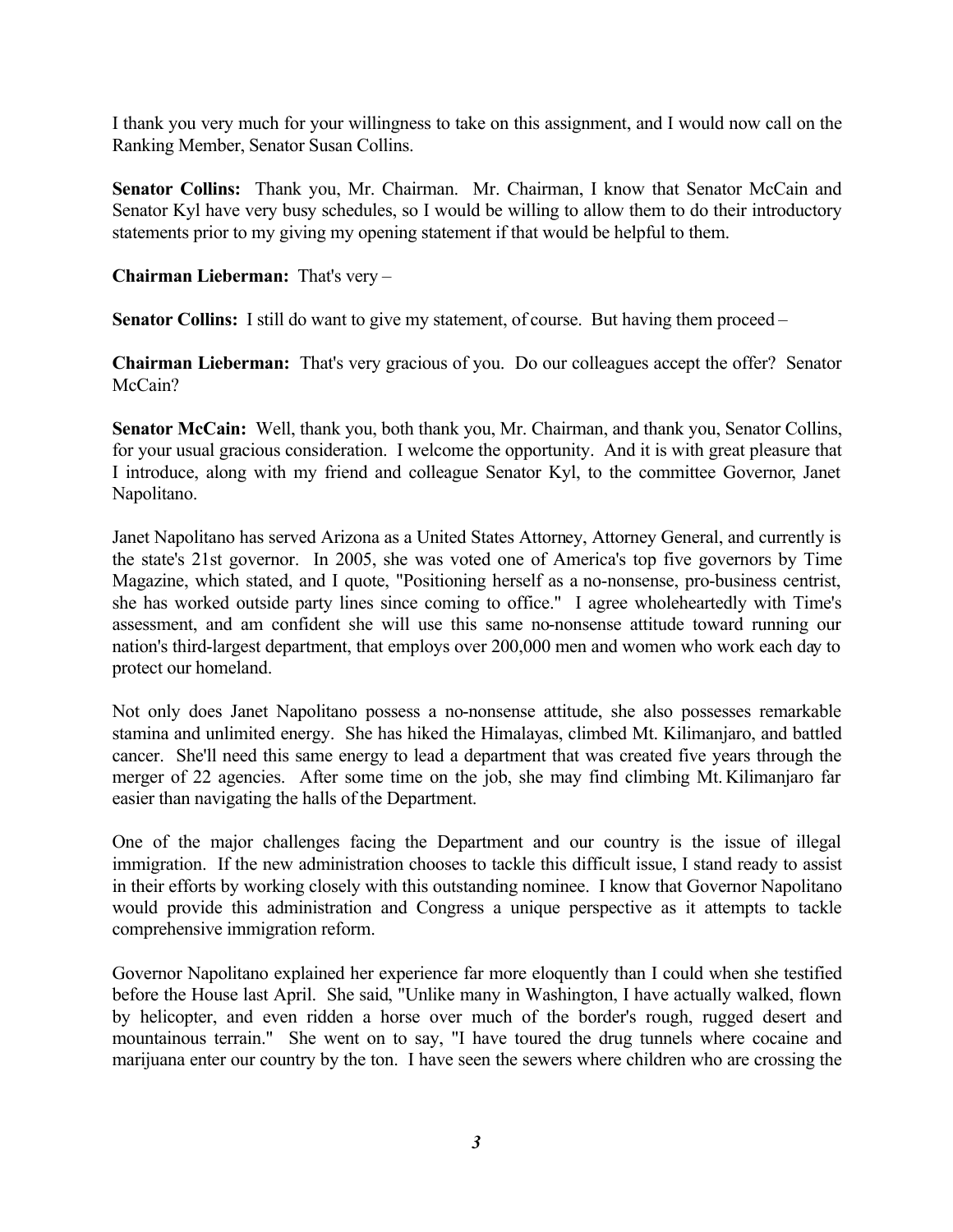I thank you very much for your willingness to take on this assignment, and I would now call on the Ranking Member, Senator Susan Collins.

**Senator Collins:** Thank you, Mr. Chairman. Mr. Chairman, I know that Senator McCain and Senator Kyl have very busy schedules, so I would be willing to allow them to do their introductory statements prior to my giving my opening statement if that would be helpful to them.

**Chairman Lieberman:** That's very –

**Senator Collins:** I still do want to give my statement, of course. But having them proceed –

**Chairman Lieberman:** That's very gracious of you. Do our colleagues accept the offer? Senator McCain?

**Senator McCain:** Well, thank you, both thank you, Mr. Chairman, and thank you, Senator Collins, for your usual gracious consideration. I welcome the opportunity. And it is with great pleasure that I introduce, along with my friend and colleague Senator Kyl, to the committee Governor, Janet Napolitano.

Janet Napolitano has served Arizona as a United States Attorney, Attorney General, and currently is the state's 21st governor. In 2005, she was voted one of America's top five governors by Time Magazine, which stated, and I quote, "Positioning herself as a no-nonsense, pro-business centrist, she has worked outside party lines since coming to office." I agree wholeheartedly with Time's assessment, and am confident she will use this same no-nonsense attitude toward running our nation's third-largest department, that employs over 200,000 men and women who work each day to protect our homeland.

Not only does Janet Napolitano possess a no-nonsense attitude, she also possesses remarkable stamina and unlimited energy. She has hiked the Himalayas, climbed Mt. Kilimanjaro, and battled cancer. She'll need this same energy to lead a department that was created five years through the merger of 22 agencies. After some time on the job, she may find climbing Mt. Kilimanjaro far easier than navigating the halls of the Department.

One of the major challenges facing the Department and our country is the issue of illegal immigration. If the new administration chooses to tackle this difficult issue, I stand ready to assist in their efforts by working closely with this outstanding nominee. I know that Governor Napolitano would provide this administration and Congress a unique perspective as it attempts to tackle comprehensive immigration reform.

Governor Napolitano explained her experience far more eloquently than I could when she testified before the House last April. She said, "Unlike many in Washington, I have actually walked, flown by helicopter, and even ridden a horse over much of the border's rough, rugged desert and mountainous terrain." She went on to say, "I have toured the drug tunnels where cocaine and marijuana enter our country by the ton. I have seen the sewers where children who are crossing the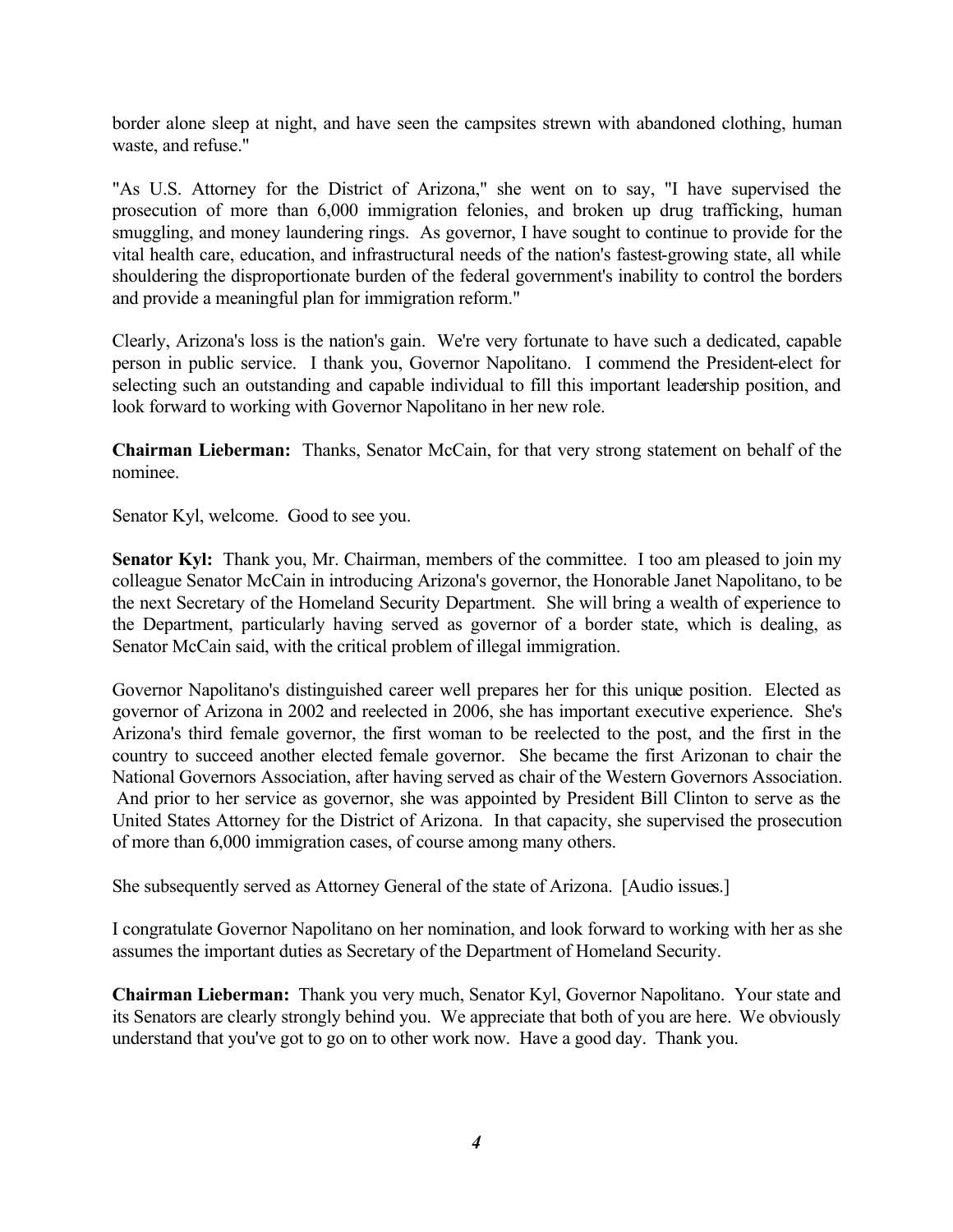border alone sleep at night, and have seen the campsites strewn with abandoned clothing, human waste, and refuse."

"As U.S. Attorney for the District of Arizona," she went on to say, "I have supervised the prosecution of more than 6,000 immigration felonies, and broken up drug trafficking, human smuggling, and money laundering rings. As governor, I have sought to continue to provide for the vital health care, education, and infrastructural needs of the nation's fastest-growing state, all while shouldering the disproportionate burden of the federal government's inability to control the borders and provide a meaningful plan for immigration reform."

Clearly, Arizona's loss is the nation's gain. We're very fortunate to have such a dedicated, capable person in public service. I thank you, Governor Napolitano. I commend the President-elect for selecting such an outstanding and capable individual to fill this important leadership position, and look forward to working with Governor Napolitano in her new role.

**Chairman Lieberman:** Thanks, Senator McCain, for that very strong statement on behalf of the nominee.

Senator Kyl, welcome. Good to see you.

**Senator Kyl:** Thank you, Mr. Chairman, members of the committee. I too am pleased to join my colleague Senator McCain in introducing Arizona's governor, the Honorable Janet Napolitano, to be the next Secretary of the Homeland Security Department. She will bring a wealth of experience to the Department, particularly having served as governor of a border state, which is dealing, as Senator McCain said, with the critical problem of illegal immigration.

Governor Napolitano's distinguished career well prepares her for this unique position. Elected as governor of Arizona in 2002 and reelected in 2006, she has important executive experience. She's Arizona's third female governor, the first woman to be reelected to the post, and the first in the country to succeed another elected female governor. She became the first Arizonan to chair the National Governors Association, after having served as chair of the Western Governors Association. And prior to her service as governor, she was appointed by President Bill Clinton to serve as the United States Attorney for the District of Arizona. In that capacity, she supervised the prosecution of more than 6,000 immigration cases, of course among many others.

She subsequently served as Attorney General of the state of Arizona. [Audio issues.]

I congratulate Governor Napolitano on her nomination, and look forward to working with her as she assumes the important duties as Secretary of the Department of Homeland Security.

**Chairman Lieberman:** Thank you very much, Senator Kyl, Governor Napolitano. Your state and its Senators are clearly strongly behind you. We appreciate that both of you are here. We obviously understand that you've got to go on to other work now. Have a good day. Thank you.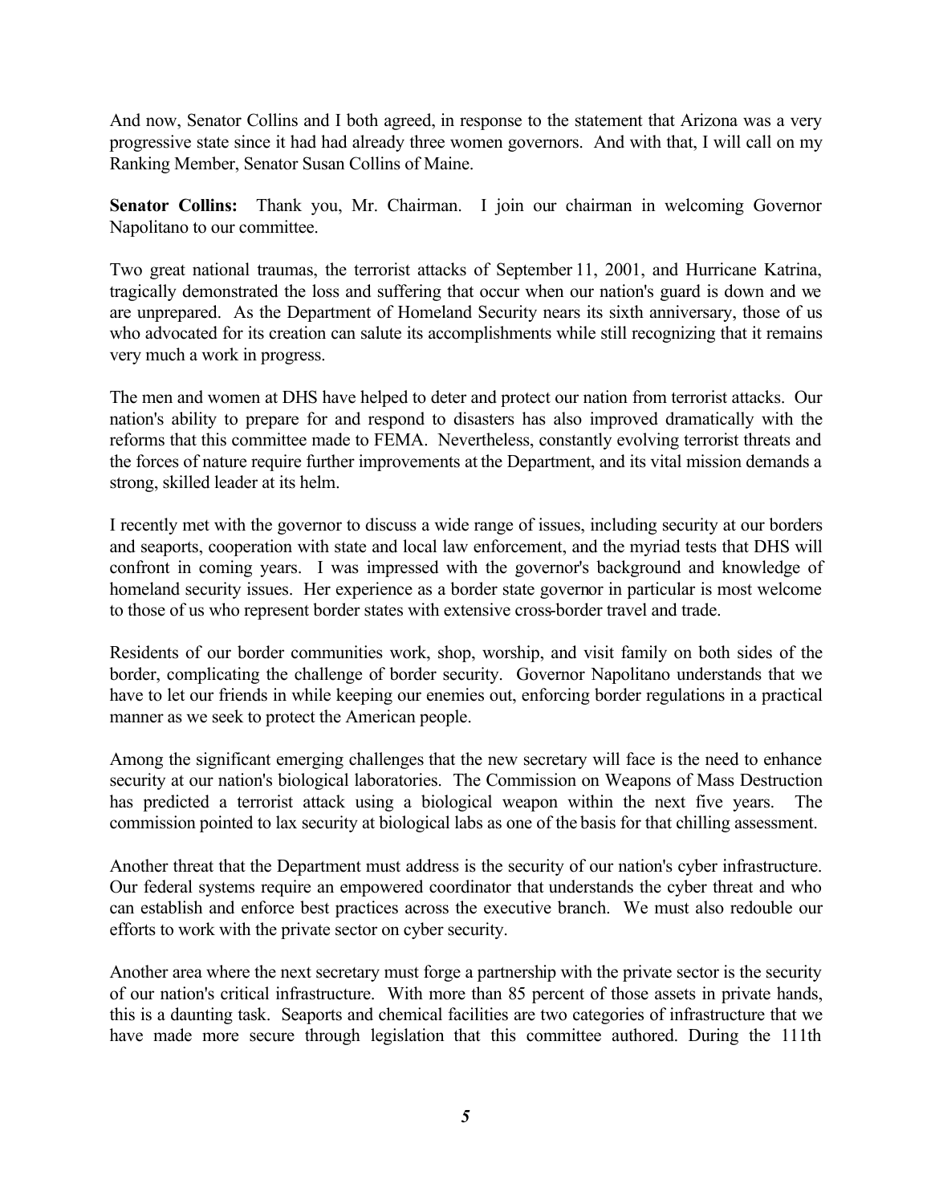And now, Senator Collins and I both agreed, in response to the statement that Arizona was a very progressive state since it had had already three women governors. And with that, I will call on my Ranking Member, Senator Susan Collins of Maine.

**Senator Collins:** Thank you, Mr. Chairman. I join our chairman in welcoming Governor Napolitano to our committee.

Two great national traumas, the terrorist attacks of September 11, 2001, and Hurricane Katrina, tragically demonstrated the loss and suffering that occur when our nation's guard is down and we are unprepared. As the Department of Homeland Security nears its sixth anniversary, those of us who advocated for its creation can salute its accomplishments while still recognizing that it remains very much a work in progress.

The men and women at DHS have helped to deter and protect our nation from terrorist attacks. Our nation's ability to prepare for and respond to disasters has also improved dramatically with the reforms that this committee made to FEMA. Nevertheless, constantly evolving terrorist threats and the forces of nature require further improvements at the Department, and its vital mission demands a strong, skilled leader at its helm.

I recently met with the governor to discuss a wide range of issues, including security at our borders and seaports, cooperation with state and local law enforcement, and the myriad tests that DHS will confront in coming years. I was impressed with the governor's background and knowledge of homeland security issues. Her experience as a border state governor in particular is most welcome to those of us who represent border states with extensive cross-border travel and trade.

Residents of our border communities work, shop, worship, and visit family on both sides of the border, complicating the challenge of border security. Governor Napolitano understands that we have to let our friends in while keeping our enemies out, enforcing border regulations in a practical manner as we seek to protect the American people.

Among the significant emerging challenges that the new secretary will face is the need to enhance security at our nation's biological laboratories. The Commission on Weapons of Mass Destruction has predicted a terrorist attack using a biological weapon within the next five years. The commission pointed to lax security at biological labs as one of the basis for that chilling assessment.

Another threat that the Department must address is the security of our nation's cyber infrastructure. Our federal systems require an empowered coordinator that understands the cyber threat and who can establish and enforce best practices across the executive branch. We must also redouble our efforts to work with the private sector on cyber security.

Another area where the next secretary must forge a partnership with the private sector is the security of our nation's critical infrastructure. With more than 85 percent of those assets in private hands, this is a daunting task. Seaports and chemical facilities are two categories of infrastructure that we have made more secure through legislation that this committee authored. During the 111th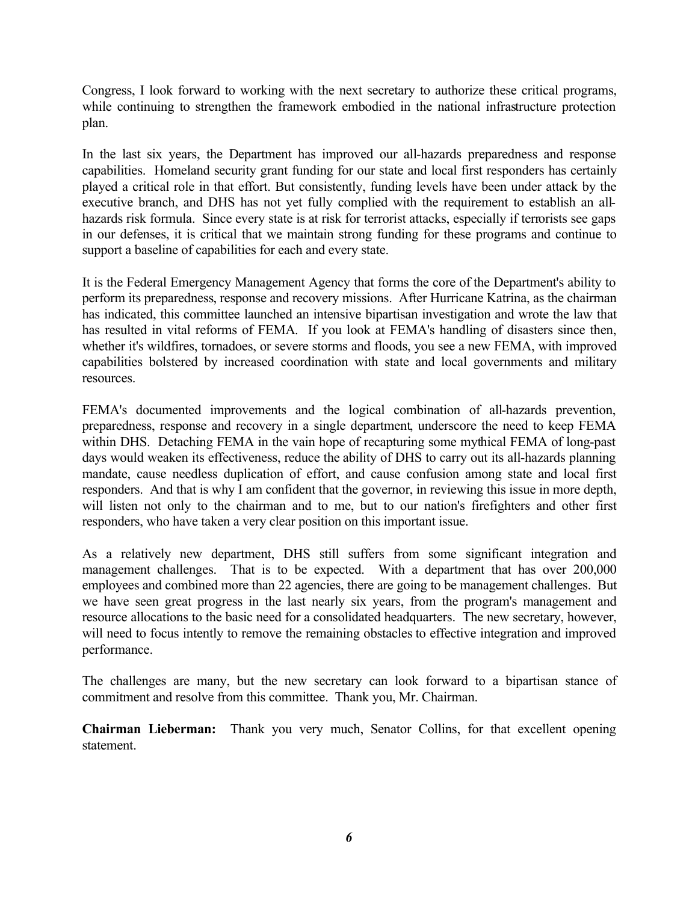Congress, I look forward to working with the next secretary to authorize these critical programs, while continuing to strengthen the framework embodied in the national infrastructure protection plan.

In the last six years, the Department has improved our all-hazards preparedness and response capabilities. Homeland security grant funding for our state and local first responders has certainly played a critical role in that effort. But consistently, funding levels have been under attack by the executive branch, and DHS has not yet fully complied with the requirement to establish an all-hazards risk formula. Since every state is at risk for terrorist attacks, especially if terrorists see gaps in our defenses, it is critical that we maintain strong funding for these programs and continue to support a baseline of capabilities for each and every state.

It is the Federal Emergency Management Agency that forms the core of the Department's ability to perform its preparedness, response and recovery missions. After Hurricane Katrina, as the chairman has indicated, this committee launched an intensive bipartisan investigation and wrote the law that has resulted in vital reforms of FEMA. If you look at FEMA's handling of disasters since then, whether it's wildfires, tornadoes, or severe storms and floods, you see a new FEMA, with improved capabilities bolstered by increased coordination with state and local governments and military resources.

FEMA's documented improvements and the logical combination of all-hazards prevention, preparedness, response and recovery in a single department, underscore the need to keep FEMA within DHS. Detaching FEMA in the vain hope of recapturing some mythical FEMA of long-past days would weaken its effectiveness, reduce the ability of DHS to carry out its all-hazards planning mandate, cause needless duplication of effort, and cause confusion among state and local first responders. And that is why I am confident that the governor, in reviewing this issue in more depth, will listen not only to the chairman and to me, but to our nation's firefighters and other first responders, who have taken a very clear position on this important issue.

As a relatively new department, DHS still suffers from some significant integration and management challenges. That is to be expected. With a department that has over 200,000 employees and combined more than 22 agencies, there are going to be management challenges. But we have seen great progress in the last nearly six years, from the program's management and resource allocations to the basic need for a consolidated headquarters. The new secretary, however, will need to focus intently to remove the remaining obstacles to effective integration and improved performance.

The challenges are many, but the new secretary can look forward to a bipartisan stance of commitment and resolve from this committee. Thank you, Mr. Chairman.

**Chairman Lieberman:** Thank you very much, Senator Collins, for that excellent opening statement.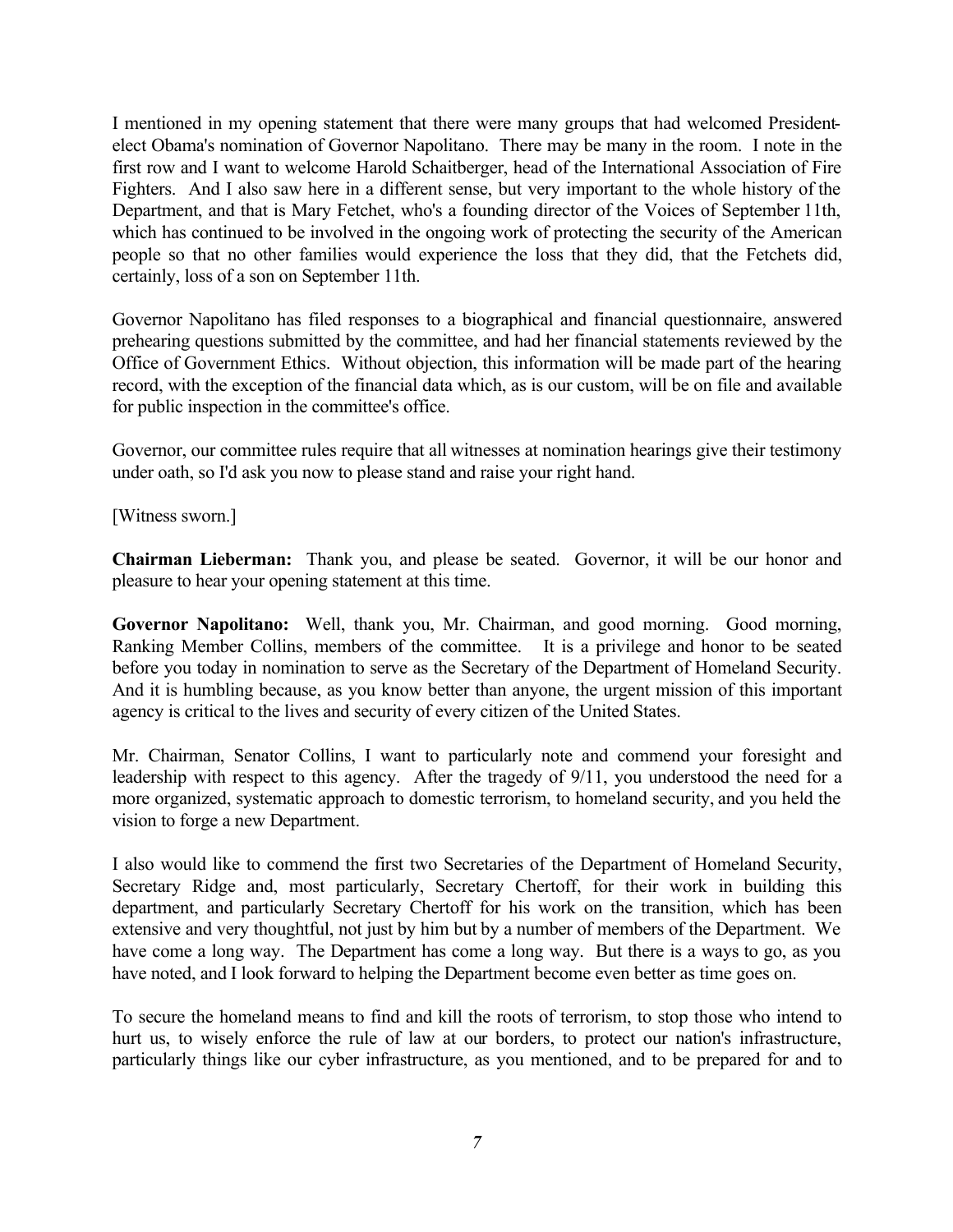I mentioned in my opening statement that there were many groups that had welcomed President-elect Obama's nomination of Governor Napolitano. There may be many in the room. I note in the first row and I want to welcome Harold Schaitberger, head of the International Association of Fire Fighters. And I also saw here in a different sense, but very important to the whole history of the Department, and that is Mary Fetchet, who's a founding director of the Voices of September 11th, which has continued to be involved in the ongoing work of protecting the security of the American people so that no other families would experience the loss that they did, that the Fetchets did, certainly, loss of a son on September 11th.

Governor Napolitano has filed responses to a biographical and financial questionnaire, answered prehearing questions submitted by the committee, and had her financial statements reviewed by the Office of Government Ethics. Without objection, this information will be made part of the hearing record, with the exception of the financial data which, as is our custom, will be on file and available for public inspection in the committee's office.

Governor, our committee rules require that all witnesses at nomination hearings give their testimony under oath, so I'd ask you now to please stand and raise your right hand.

[Witness sworn.]

**Chairman Lieberman:** Thank you, and please be seated. Governor, it will be our honor and pleasure to hear your opening statement at this time.

**Governor Napolitano:** Well, thank you, Mr. Chairman, and good morning. Good morning, Ranking Member Collins, members of the committee. It is a privilege and honor to be seated before you today in nomination to serve as the Secretary of the Department of Homeland Security. And it is humbling because, as you know better than anyone, the urgent mission of this important agency is critical to the lives and security of every citizen of the United States.

Mr. Chairman, Senator Collins, I want to particularly note and commend your foresight and leadership with respect to this agency. After the tragedy of 9/11, you understood the need for a more organized, systematic approach to domestic terrorism, to homeland security, and you held the vision to forge a new Department.

I also would like to commend the first two Secretaries of the Department of Homeland Security, Secretary Ridge and, most particularly, Secretary Chertoff, for their work in building this department, and particularly Secretary Chertoff for his work on the transition, which has been extensive and very thoughtful, not just by him but by a number of members of the Department. We have come a long way. The Department has come a long way. But there is a ways to go, as you have noted, and I look forward to helping the Department become even better as time goes on.

To secure the homeland means to find and kill the roots of terrorism, to stop those who intend to hurt us, to wisely enforce the rule of law at our borders, to protect our nation's infrastructure, particularly things like our cyber infrastructure, as you mentioned, and to be prepared for and to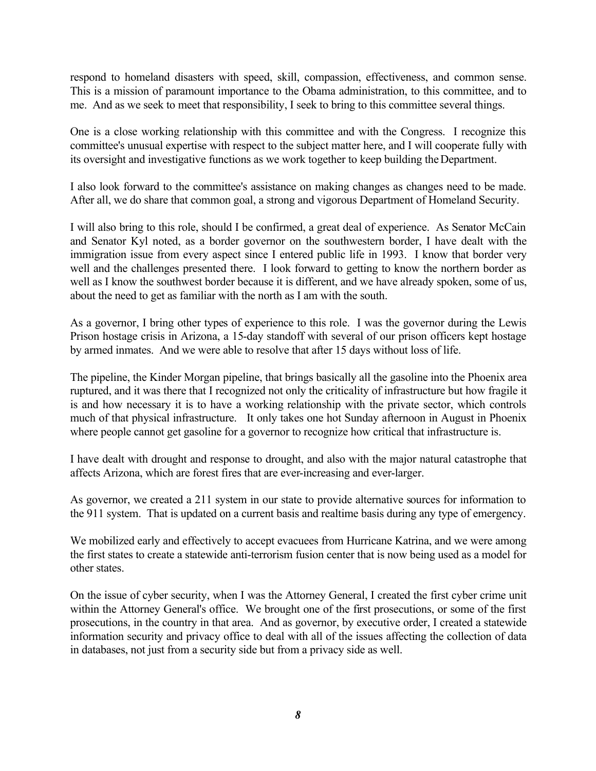respond to homeland disasters with speed, skill, compassion, effectiveness, and common sense. This is a mission of paramount importance to the Obama administration, to this committee, and to me. And as we seek to meet that responsibility, I seek to bring to this committee several things.

One is a close working relationship with this committee and with the Congress. I recognize this committee's unusual expertise with respect to the subject matter here, and I will cooperate fully with its oversight and investigative functions as we work together to keep building the Department.

I also look forward to the committee's assistance on making changes as changes need to be made. After all, we do share that common goal, a strong and vigorous Department of Homeland Security.

I will also bring to this role, should I be confirmed, a great deal of experience. As Senator McCain and Senator Kyl noted, as a border governor on the southwestern border, I have dealt with the immigration issue from every aspect since I entered public life in 1993. I know that border very well and the challenges presented there. I look forward to getting to know the northern border as well as I know the southwest border because it is different, and we have already spoken, some of us, about the need to get as familiar with the north as I am with the south.

As a governor, I bring other types of experience to this role. I was the governor during the Lewis Prison hostage crisis in Arizona, a 15-day standoff with several of our prison officers kept hostage by armed inmates. And we were able to resolve that after 15 days without loss of life.

The pipeline, the Kinder Morgan pipeline, that brings basically all the gasoline into the Phoenix area ruptured, and it was there that I recognized not only the criticality of infrastructure but how fragile it is and how necessary it is to have a working relationship with the private sector, which controls much of that physical infrastructure. It only takes one hot Sunday afternoon in August in Phoenix where people cannot get gasoline for a governor to recognize how critical that infrastructure is.

I have dealt with drought and response to drought, and also with the major natural catastrophe that affects Arizona, which are forest fires that are ever-increasing and ever-larger.

As governor, we created a 211 system in our state to provide alternative sources for information to the 911 system. That is updated on a current basis and realtime basis during any type of emergency.

We mobilized early and effectively to accept evacuees from Hurricane Katrina, and we were among the first states to create a statewide anti-terrorism fusion center that is now being used as a model for other states.

On the issue of cyber security, when I was the Attorney General, I created the first cyber crime unit within the Attorney General's office. We brought one of the first prosecutions, or some of the first prosecutions, in the country in that area. And as governor, by executive order, I created a statewide information security and privacy office to deal with all of the issues affecting the collection of data in databases, not just from a security side but from a privacy side as well.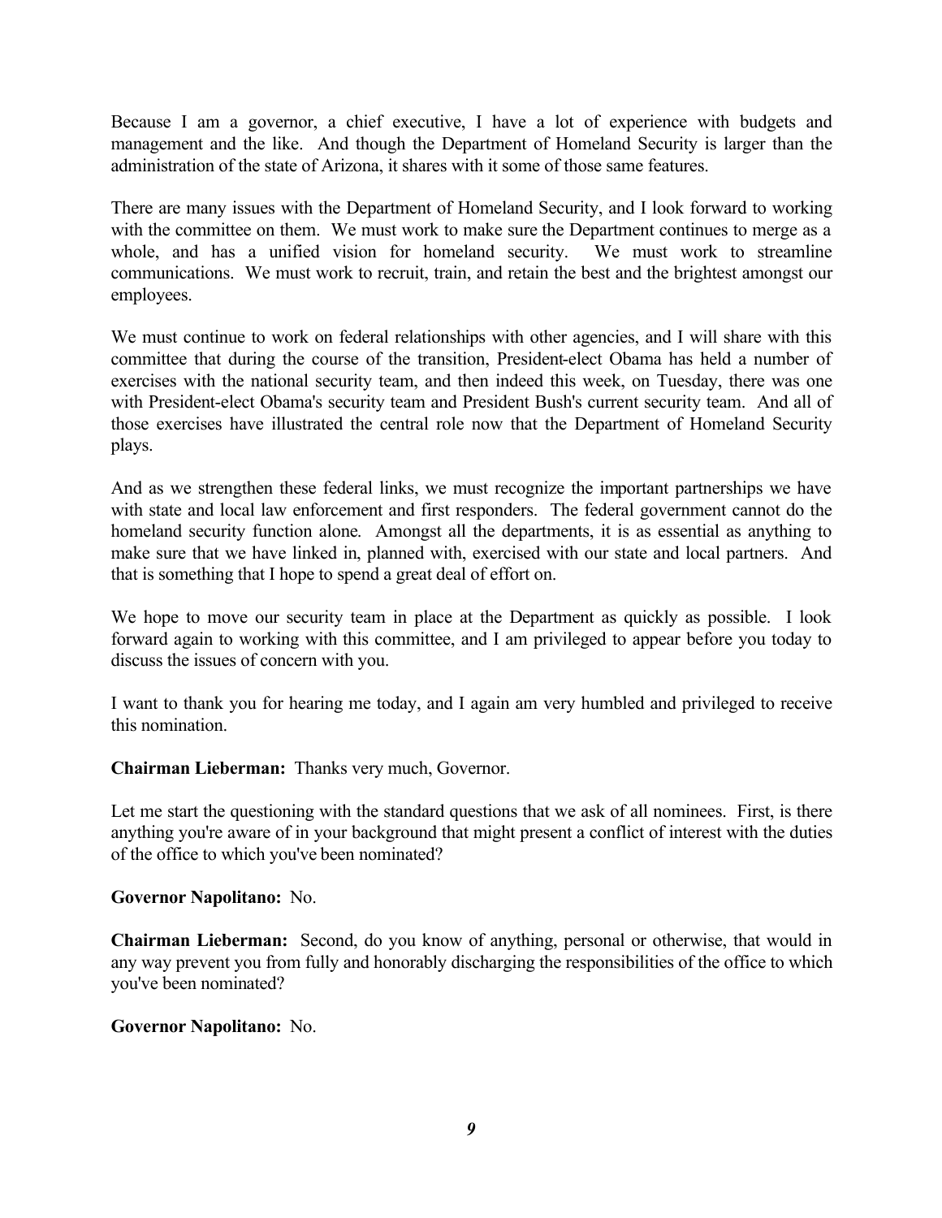Because I am a governor, a chief executive, I have a lot of experience with budgets and management and the like. And though the Department of Homeland Security is larger than the administration of the state of Arizona, it shares with it some of those same features.

There are many issues with the Department of Homeland Security, and I look forward to working with the committee on them. We must work to make sure the Department continues to merge as a whole, and has a unified vision for homeland security. We must work to streamline communications. We must work to recruit, train, and retain the best and the brightest amongst our employees.

We must continue to work on federal relationships with other agencies, and I will share with this committee that during the course of the transition, President-elect Obama has held a number of exercises with the national security team, and then indeed this week, on Tuesday, there was one with President-elect Obama's security team and President Bush's current security team. And all of those exercises have illustrated the central role now that the Department of Homeland Security plays.

And as we strengthen these federal links, we must recognize the important partnerships we have with state and local law enforcement and first responders. The federal government cannot do the homeland security function alone. Amongst all the departments, it is as essential as anything to make sure that we have linked in, planned with, exercised with our state and local partners. And that is something that I hope to spend a great deal of effort on.

We hope to move our security team in place at the Department as quickly as possible. I look forward again to working with this committee, and I am privileged to appear before you today to discuss the issues of concern with you.

I want to thank you for hearing me today, and I again am very humbled and privileged to receive this nomination.

**Chairman Lieberman:** Thanks very much, Governor.

Let me start the questioning with the standard questions that we ask of all nominees. First, is there anything you're aware of in your background that might present a conflict of interest with the duties of the office to which you've been nominated?

**Governor Napolitano:** No.

**Chairman Lieberman:** Second, do you know of anything, personal or otherwise, that would in any way prevent you from fully and honorably discharging the responsibilities of the office to which you've been nominated?

**Governor Napolitano:** No.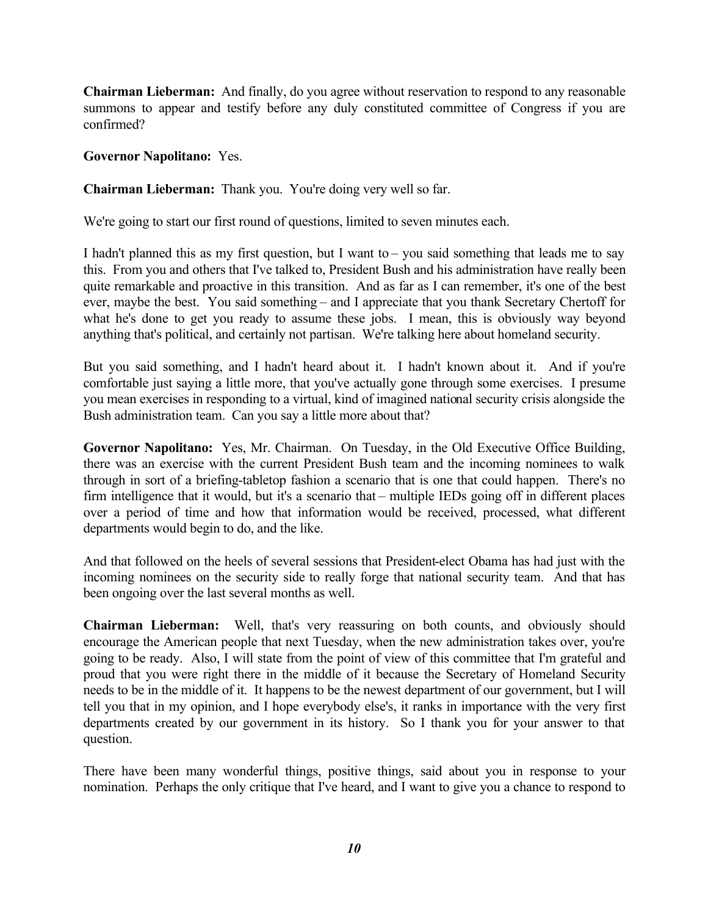**Chairman Lieberman:** And finally, do you agree without reservation to respond to any reasonable summons to appear and testify before any duly constituted committee of Congress if you are confirmed?

**Governor Napolitano:** Yes.

**Chairman Lieberman:** Thank you. You're doing very well so far.

We're going to start our first round of questions, limited to seven minutes each.

I hadn't planned this as my first question, but I want to – you said something that leads me to say this. From you and others that I've talked to, President Bush and his administration have really been quite remarkable and proactive in this transition. And as far as I can remember, it's one of the best ever, maybe the best. You said something – and I appreciate that you thank Secretary Chertoff for what he's done to get you ready to assume these jobs. I mean, this is obviously way beyond anything that's political, and certainly not partisan. We're talking here about homeland security.

But you said something, and I hadn't heard about it. I hadn't known about it. And if you're comfortable just saying a little more, that you've actually gone through some exercises. I presume you mean exercises in responding to a virtual, kind of imagined national security crisis alongside the Bush administration team. Can you say a little more about that?

**Governor Napolitano:** Yes, Mr. Chairman. On Tuesday, in the Old Executive Office Building, there was an exercise with the current President Bush team and the incoming nominees to walk through in sort of a briefing-tabletop fashion a scenario that is one that could happen. There's no firm intelligence that it would, but it's a scenario that – multiple IEDs going off in different places over a period of time and how that information would be received, processed, what different departments would begin to do, and the like.

And that followed on the heels of several sessions that President-elect Obama has had just with the incoming nominees on the security side to really forge that national security team. And that has been ongoing over the last several months as well.

**Chairman Lieberman:** Well, that's very reassuring on both counts, and obviously should encourage the American people that next Tuesday, when the new administration takes over, you're going to be ready. Also, I will state from the point of view of this committee that I'm grateful and proud that you were right there in the middle of it because the Secretary of Homeland Security needs to be in the middle of it. It happens to be the newest department of our government, but I will tell you that in my opinion, and I hope everybody else's, it ranks in importance with the very first departments created by our government in its history. So I thank you for your answer to that question.

There have been many wonderful things, positive things, said about you in response to your nomination. Perhaps the only critique that I've heard, and I want to give you a chance to respond to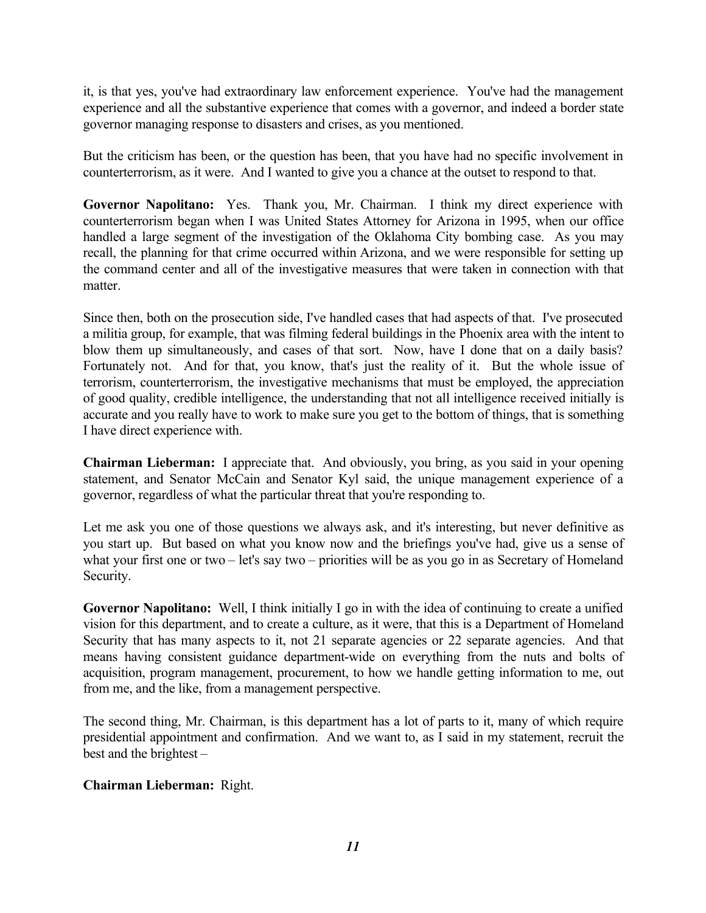it, is that yes, you've had extraordinary law enforcement experience. You've had the management experience and all the substantive experience that comes with a governor, and indeed a border state governor managing response to disasters and crises, as you mentioned.

But the criticism has been, or the question has been, that you have had no specific involvement in counterterrorism, as it were. And I wanted to give you a chance at the outset to respond to that.

**Governor Napolitano:** Yes. Thank you, Mr. Chairman. I think my direct experience with counterterrorism began when I was United States Attorney for Arizona in 1995, when our office handled a large segment of the investigation of the Oklahoma City bombing case. As you may recall, the planning for that crime occurred within Arizona, and we were responsible for setting up the command center and all of the investigative measures that were taken in connection with that matter.

Since then, both on the prosecution side, I've handled cases that had aspects of that. I've prosecuted a militia group, for example, that was filming federal buildings in the Phoenix area with the intent to blow them up simultaneously, and cases of that sort. Now, have I done that on a daily basis? Fortunately not. And for that, you know, that's just the reality of it. But the whole issue of terrorism, counterterrorism, the investigative mechanisms that must be employed, the appreciation of good quality, credible intelligence, the understanding that not all intelligence received initially is accurate and you really have to work to make sure you get to the bottom of things, that is something I have direct experience with.

**Chairman Lieberman:** I appreciate that. And obviously, you bring, as you said in your opening statement, and Senator McCain and Senator Kyl said, the unique management experience of a governor, regardless of what the particular threat that you're responding to.

Let me ask you one of those questions we always ask, and it's interesting, but never definitive as you start up. But based on what you know now and the briefings you've had, give us a sense of what your first one or two – let's say two – priorities will be as you go in as Secretary of Homeland Security.

**Governor Napolitano:** Well, I think initially I go in with the idea of continuing to create a unified vision for this department, and to create a culture, as it were, that this is a Department of Homeland Security that has many aspects to it, not 21 separate agencies or 22 separate agencies. And that means having consistent guidance department-wide on everything from the nuts and bolts of acquisition, program management, procurement, to how we handle getting information to me, out from me, and the like, from a management perspective.

The second thing, Mr. Chairman, is this department has a lot of parts to it, many of which require presidential appointment and confirmation. And we want to, as I said in my statement, recruit the best and the brightest –

**Chairman Lieberman:** Right.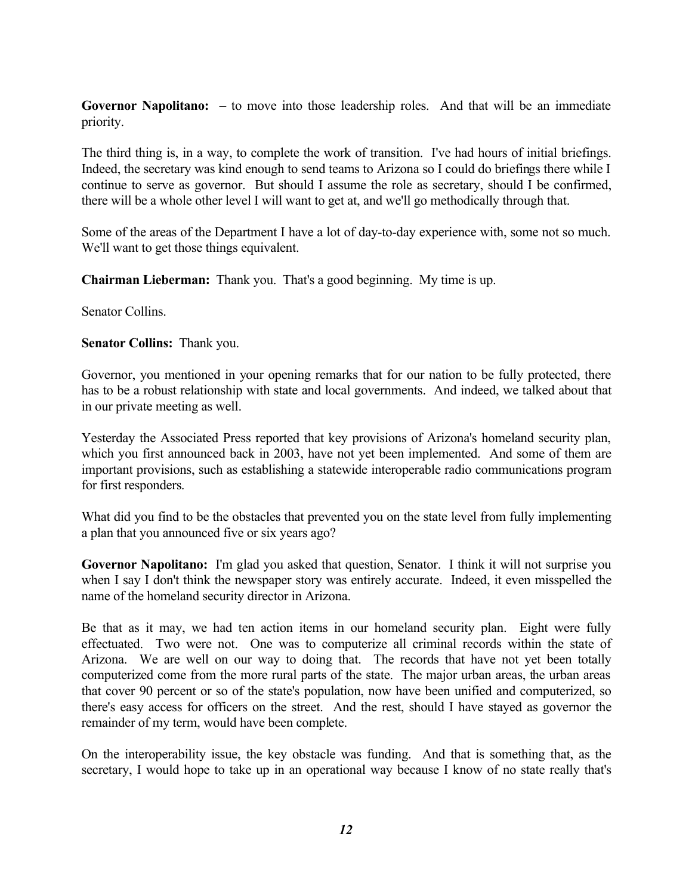**Governor Napolitano:** – to move into those leadership roles. And that will be an immediate priority.

The third thing is, in a way, to complete the work of transition. I've had hours of initial briefings. Indeed, the secretary was kind enough to send teams to Arizona so I could do briefings there while I continue to serve as governor. But should I assume the role as secretary, should I be confirmed, there will be a whole other level I will want to get at, and we'll go methodically through that.

Some of the areas of the Department I have a lot of day-to-day experience with, some not so much. We'll want to get those things equivalent.

**Chairman Lieberman:** Thank you. That's a good beginning. My time is up.

Senator Collins.

**Senator Collins:** Thank you.

Governor, you mentioned in your opening remarks that for our nation to be fully protected, there has to be a robust relationship with state and local governments. And indeed, we talked about that in our private meeting as well.

Yesterday the Associated Press reported that key provisions of Arizona's homeland security plan, which you first announced back in 2003, have not yet been implemented. And some of them are important provisions, such as establishing a statewide interoperable radio communications program for first responders.

What did you find to be the obstacles that prevented you on the state level from fully implementing a plan that you announced five or six years ago?

**Governor Napolitano:** I'm glad you asked that question, Senator. I think it will not surprise you when I say I don't think the newspaper story was entirely accurate. Indeed, it even misspelled the name of the homeland security director in Arizona.

Be that as it may, we had ten action items in our homeland security plan. Eight were fully effectuated. Two were not. One was to computerize all criminal records within the state of Arizona. We are well on our way to doing that. The records that have not yet been totally computerized come from the more rural parts of the state. The major urban areas, the urban areas that cover 90 percent or so of the state's population, now have been unified and computerized, so there's easy access for officers on the street. And the rest, should I have stayed as governor the remainder of my term, would have been complete.

On the interoperability issue, the key obstacle was funding. And that is something that, as the secretary, I would hope to take up in an operational way because I know of no state really that's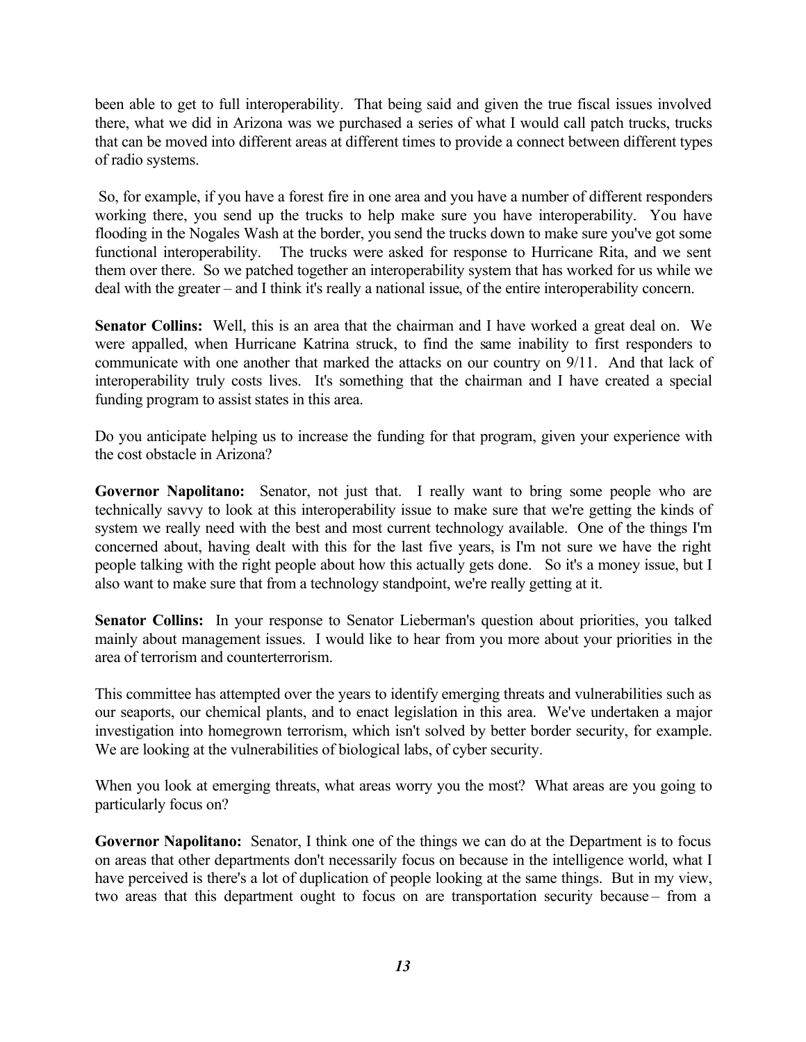been able to get to full interoperability. That being said and given the true fiscal issues involved there, what we did in Arizona was we purchased a series of what I would call patch trucks, trucks that can be moved into different areas at different times to provide a connect between different types of radio systems.

So, for example, if you have a forest fire in one area and you have a number of different responders working there, you send up the trucks to help make sure you have interoperability. You have flooding in the Nogales Wash at the border, you send the trucks down to make sure you've got some functional interoperability. The trucks were asked for response to Hurricane Rita, and we sent them over there. So we patched together an interoperability system that has worked for us while we deal with the greater – and I think it's really a national issue, of the entire interoperability concern.

**Senator Collins:** Well, this is an area that the chairman and I have worked a great deal on. We were appalled, when Hurricane Katrina struck, to find the same inability to first responders to communicate with one another that marked the attacks on our country on 9/11. And that lack of interoperability truly costs lives. It's something that the chairman and I have created a special funding program to assist states in this area.

Do you anticipate helping us to increase the funding for that program, given your experience with the cost obstacle in Arizona?

**Governor Napolitano:** Senator, not just that. I really want to bring some people who are technically savvy to look at this interoperability issue to make sure that we're getting the kinds of system we really need with the best and most current technology available. One of the things I'm concerned about, having dealt with this for the last five years, is I'm not sure we have the right people talking with the right people about how this actually gets done. So it's a money issue, but I also want to make sure that from a technology standpoint, we're really getting at it.

**Senator Collins:** In your response to Senator Lieberman's question about priorities, you talked mainly about management issues. I would like to hear from you more about your priorities in the area of terrorism and counterterrorism.

This committee has attempted over the years to identify emerging threats and vulnerabilities such as our seaports, our chemical plants, and to enact legislation in this area. We've undertaken a major investigation into homegrown terrorism, which isn't solved by better border security, for example. We are looking at the vulnerabilities of biological labs, of cyber security.

When you look at emerging threats, what areas worry you the most? What areas are you going to particularly focus on?

**Governor Napolitano:** Senator, I think one of the things we can do at the Department is to focus on areas that other departments don't necessarily focus on because in the intelligence world, what I have perceived is there's a lot of duplication of people looking at the same things. But in my view, two areas that this department ought to focus on are transportation security because – from a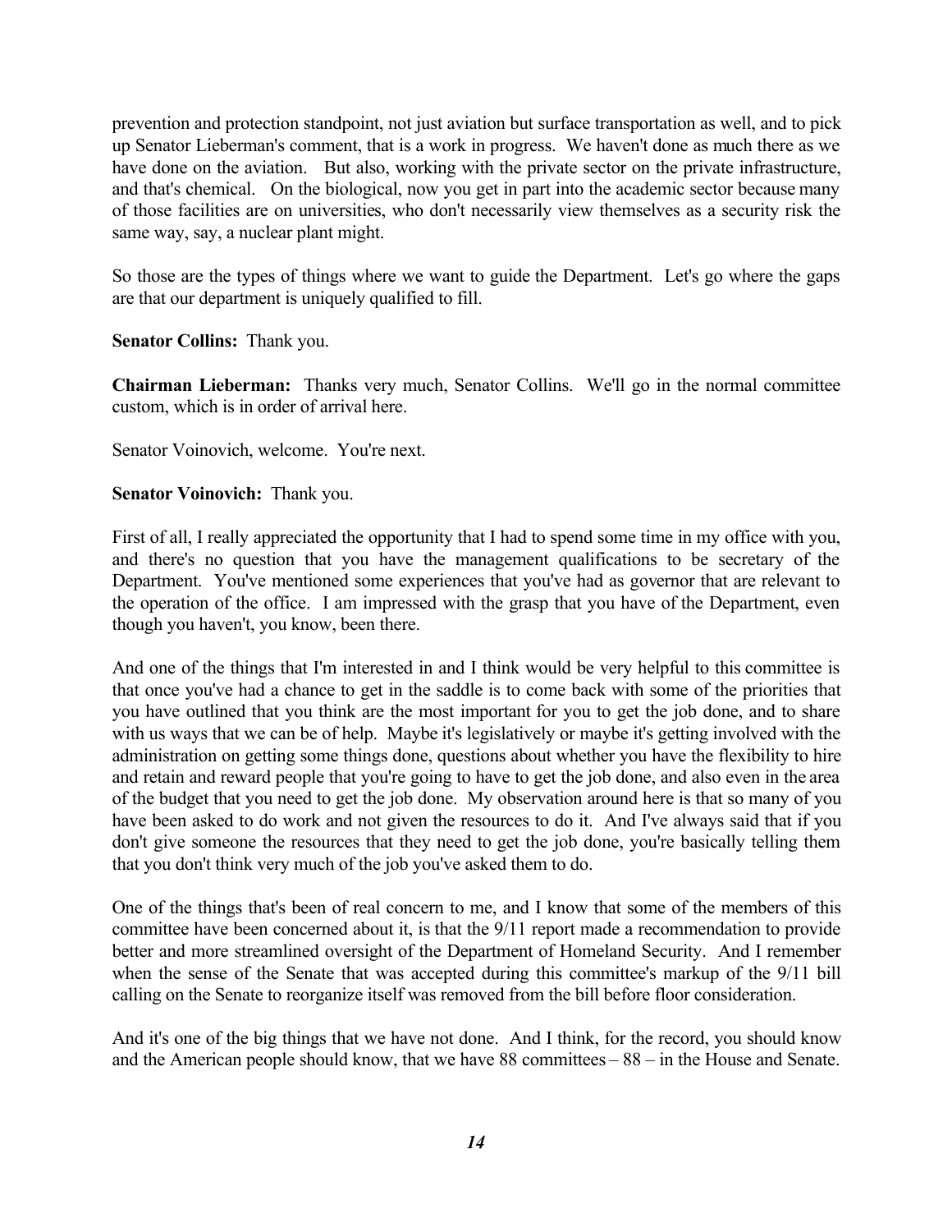prevention and protection standpoint, not just aviation but surface transportation as well, and to pick up Senator Lieberman's comment, that is a work in progress. We haven't done as much there as we have done on the aviation. But also, working with the private sector on the private infrastructure, and that's chemical. On the biological, now you get in part into the academic sector because many of those facilities are on universities, who don't necessarily view themselves as a security risk the same way, say, a nuclear plant might.

So those are the types of things where we want to guide the Department. Let's go where the gaps are that our department is uniquely qualified to fill.

**Senator Collins:** Thank you.

**Chairman Lieberman:** Thanks very much, Senator Collins. We'll go in the normal committee custom, which is in order of arrival here.

Senator Voinovich, welcome. You're next.

**Senator Voinovich:** Thank you.

First of all, I really appreciated the opportunity that I had to spend some time in my office with you, and there's no question that you have the management qualifications to be secretary of the Department. You've mentioned some experiences that you've had as governor that are relevant to the operation of the office. I am impressed with the grasp that you have of the Department, even though you haven't, you know, been there.

And one of the things that I'm interested in and I think would be very helpful to this committee is that once you've had a chance to get in the saddle is to come back with some of the priorities that you have outlined that you think are the most important for you to get the job done, and to share with us ways that we can be of help. Maybe it's legislatively or maybe it's getting involved with the administration on getting some things done, questions about whether you have the flexibility to hire and retain and reward people that you're going to have to get the job done, and also even in the area of the budget that you need to get the job done. My observation around here is that so many of you have been asked to do work and not given the resources to do it. And I've always said that if you don't give someone the resources that they need to get the job done, you're basically telling them that you don't think very much of the job you've asked them to do.

One of the things that's been of real concern to me, and I know that some of the members of this committee have been concerned about it, is that the 9/11 report made a recommendation to provide better and more streamlined oversight of the Department of Homeland Security. And I remember when the sense of the Senate that was accepted during this committee's markup of the 9/11 bill calling on the Senate to reorganize itself was removed from the bill before floor consideration.

And it's one of the big things that we have not done. And I think, for the record, you should know and the American people should know, that we have 88 committees – 88 – in the House and Senate.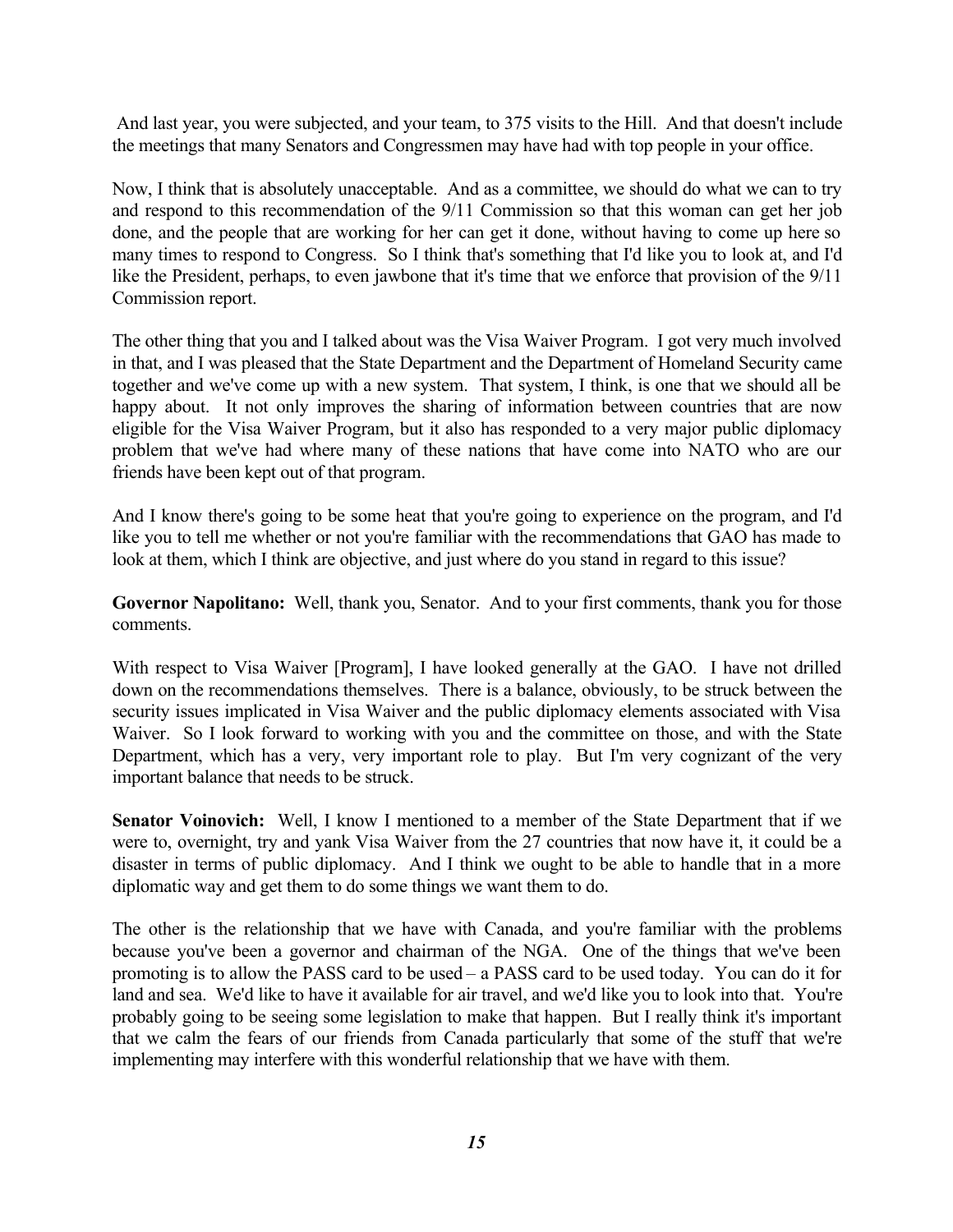And last year, you were subjected, and your team, to 375 visits to the Hill. And that doesn't include the meetings that many Senators and Congressmen may have had with top people in your office.

Now, I think that is absolutely unacceptable. And as a committee, we should do what we can to try and respond to this recommendation of the 9/11 Commission so that this woman can get her job done, and the people that are working for her can get it done, without having to come up here so many times to respond to Congress. So I think that's something that I'd like you to look at, and I'd like the President, perhaps, to even jawbone that it's time that we enforce that provision of the 9/11 Commission report.

The other thing that you and I talked about was the Visa Waiver Program. I got very much involved in that, and I was pleased that the State Department and the Department of Homeland Security came together and we've come up with a new system. That system, I think, is one that we should all be happy about. It not only improves the sharing of information between countries that are now eligible for the Visa Waiver Program, but it also has responded to a very major public diplomacy problem that we've had where many of these nations that have come into NATO who are our friends have been kept out of that program.

And I know there's going to be some heat that you're going to experience on the program, and I'd like you to tell me whether or not you're familiar with the recommendations that GAO has made to look at them, which I think are objective, and just where do you stand in regard to this issue?

**Governor Napolitano:** Well, thank you, Senator. And to your first comments, thank you for those comments.

With respect to Visa Waiver [Program], I have looked generally at the GAO. I have not drilled down on the recommendations themselves. There is a balance, obviously, to be struck between the security issues implicated in Visa Waiver and the public diplomacy elements associated with Visa Waiver. So I look forward to working with you and the committee on those, and with the State Department, which has a very, very important role to play. But I'm very cognizant of the very important balance that needs to be struck.

**Senator Voinovich:** Well, I know I mentioned to a member of the State Department that if we were to, overnight, try and yank Visa Waiver from the 27 countries that now have it, it could be a disaster in terms of public diplomacy. And I think we ought to be able to handle that in a more diplomatic way and get them to do some things we want them to do.

The other is the relationship that we have with Canada, and you're familiar with the problems because you've been a governor and chairman of the NGA. One of the things that we've been promoting is to allow the PASS card to be used – a PASS card to be used today. You can do it for land and sea. We'd like to have it available for air travel, and we'd like you to look into that. You're probably going to be seeing some legislation to make that happen. But I really think it's important that we calm the fears of our friends from Canada particularly that some of the stuff that we're implementing may interfere with this wonderful relationship that we have with them.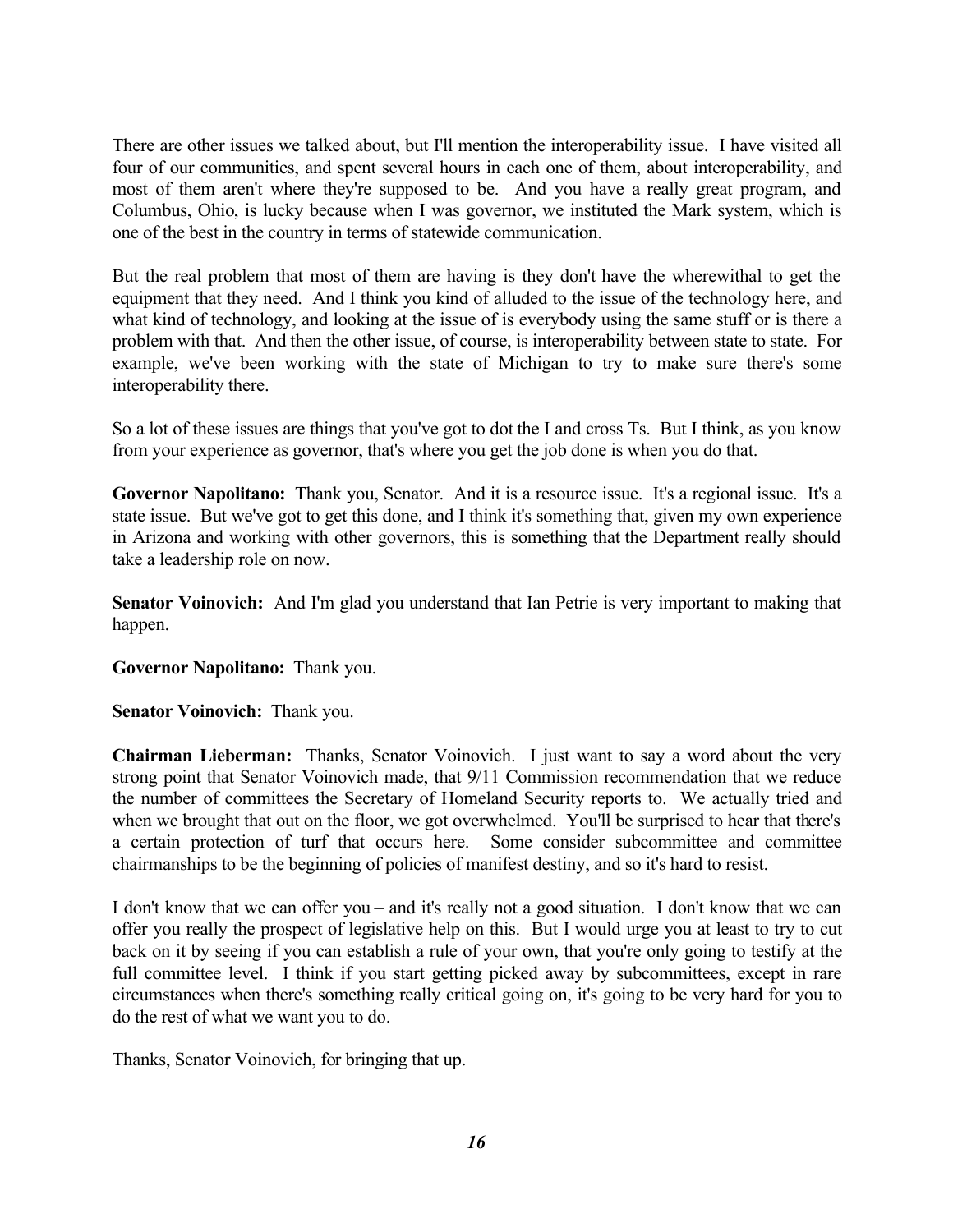There are other issues we talked about, but I'll mention the interoperability issue. I have visited all four of our communities, and spent several hours in each one of them, about interoperability, and most of them aren't where they're supposed to be. And you have a really great program, and Columbus, Ohio, is lucky because when I was governor, we instituted the Mark system, which is one of the best in the country in terms of statewide communication.

But the real problem that most of them are having is they don't have the wherewithal to get the equipment that they need. And I think you kind of alluded to the issue of the technology here, and what kind of technology, and looking at the issue of is everybody using the same stuff or is there a problem with that. And then the other issue, of course, is interoperability between state to state. For example, we've been working with the state of Michigan to try to make sure there's some interoperability there.

So a lot of these issues are things that you've got to dot the I and cross Ts. But I think, as you know from your experience as governor, that's where you get the job done is when you do that.

**Governor Napolitano:** Thank you, Senator. And it is a resource issue. It's a regional issue. It's a state issue. But we've got to get this done, and I think it's something that, given my own experience in Arizona and working with other governors, this is something that the Department really should take a leadership role on now.

**Senator Voinovich:** And I'm glad you understand that Ian Petrie is very important to making that happen.

**Governor Napolitano:** Thank you.

**Senator Voinovich:** Thank you.

**Chairman Lieberman:** Thanks, Senator Voinovich. I just want to say a word about the very strong point that Senator Voinovich made, that 9/11 Commission recommendation that we reduce the number of committees the Secretary of Homeland Security reports to. We actually tried and when we brought that out on the floor, we got overwhelmed. You'll be surprised to hear that there's a certain protection of turf that occurs here. Some consider subcommittee and committee chairmanships to be the beginning of policies of manifest destiny, and so it's hard to resist.

I don't know that we can offer you – and it's really not a good situation. I don't know that we can offer you really the prospect of legislative help on this. But I would urge you at least to try to cut back on it by seeing if you can establish a rule of your own, that you're only going to testify at the full committee level. I think if you start getting picked away by subcommittees, except in rare circumstances when there's something really critical going on, it's going to be very hard for you to do the rest of what we want you to do.

Thanks, Senator Voinovich, for bringing that up.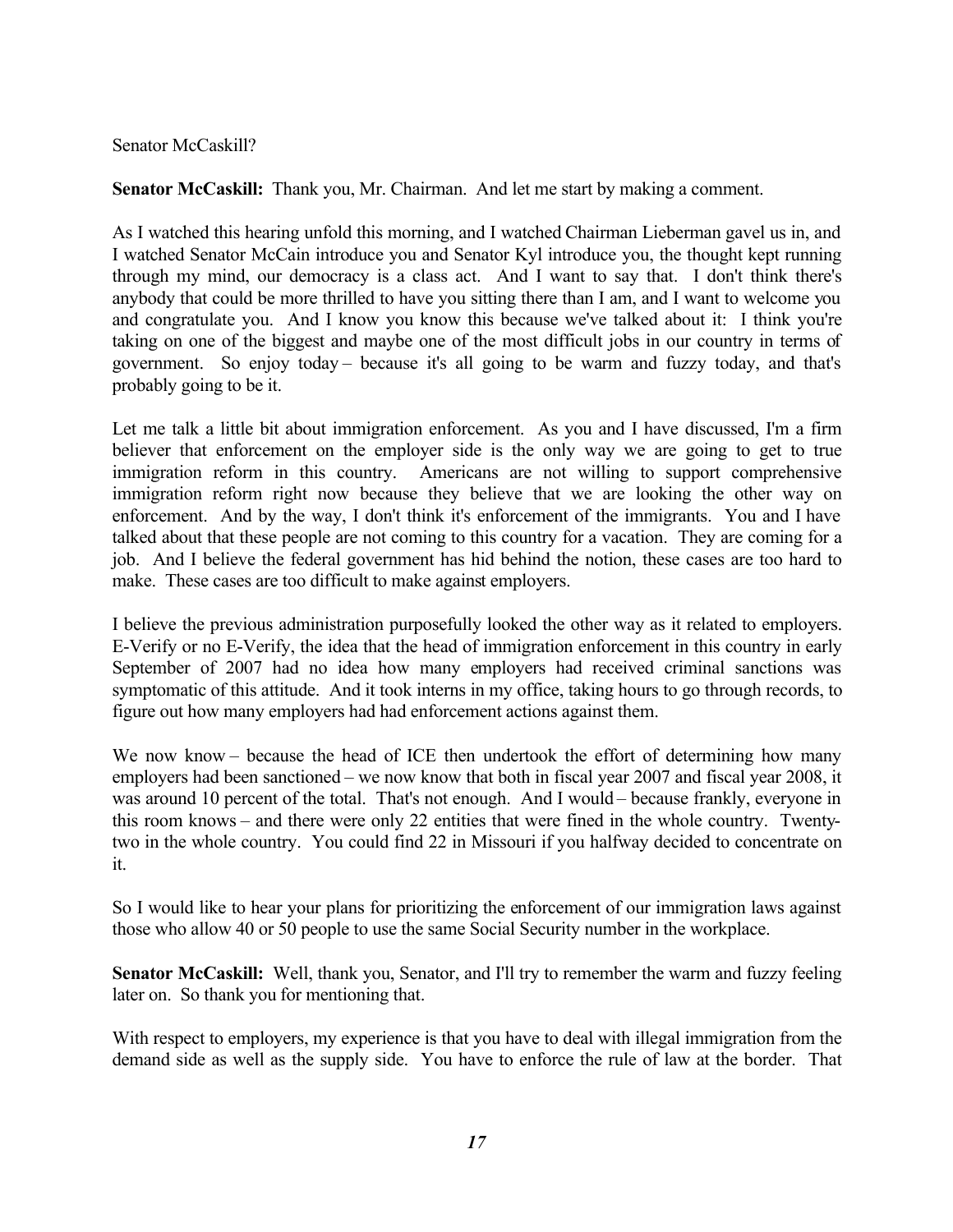Senator McCaskill?

**Senator McCaskill:** Thank you, Mr. Chairman. And let me start by making a comment.

As I watched this hearing unfold this morning, and I watched Chairman Lieberman gavel us in, and I watched Senator McCain introduce you and Senator Kyl introduce you, the thought kept running through my mind, our democracy is a class act. And I want to say that. I don't think there's anybody that could be more thrilled to have you sitting there than I am, and I want to welcome you and congratulate you. And I know you know this because we've talked about it: I think you're taking on one of the biggest and maybe one of the most difficult jobs in our country in terms of government. So enjoy today – because it's all going to be warm and fuzzy today, and that's probably going to be it.

Let me talk a little bit about immigration enforcement. As you and I have discussed, I'm a firm believer that enforcement on the employer side is the only way we are going to get to true immigration reform in this country. Americans are not willing to support comprehensive immigration reform right now because they believe that we are looking the other way on enforcement. And by the way, I don't think it's enforcement of the immigrants. You and I have talked about that these people are not coming to this country for a vacation. They are coming for a job. And I believe the federal government has hid behind the notion, these cases are too hard to make. These cases are too difficult to make against employers.

I believe the previous administration purposefully looked the other way as it related to employers. E-Verify or no E-Verify, the idea that the head of immigration enforcement in this country in early September of 2007 had no idea how many employers had received criminal sanctions was symptomatic of this attitude. And it took interns in my office, taking hours to go through records, to figure out how many employers had had enforcement actions against them.

We now know – because the head of ICE then undertook the effort of determining how many employers had been sanctioned – we now know that both in fiscal year 2007 and fiscal year 2008, it was around 10 percent of the total. That's not enough. And I would – because frankly, everyone in this room knows – and there were only 22 entities that were fined in the whole country. Twenty-two in the whole country. You could find 22 in Missouri if you halfway decided to concentrate on it.

So I would like to hear your plans for prioritizing the enforcement of our immigration laws against those who allow 40 or 50 people to use the same Social Security number in the workplace.

**Senator McCaskill:** Well, thank you, Senator, and I'll try to remember the warm and fuzzy feeling later on. So thank you for mentioning that.

With respect to employers, my experience is that you have to deal with illegal immigration from the demand side as well as the supply side. You have to enforce the rule of law at the border. That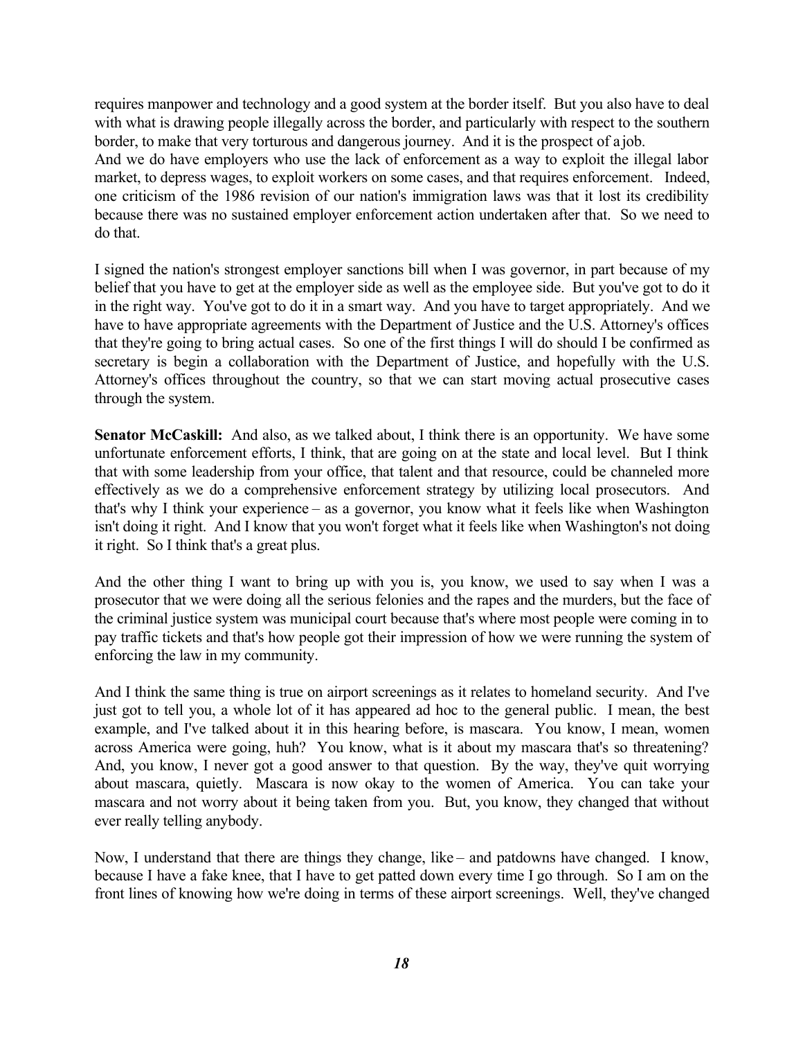requires manpower and technology and a good system at the border itself. But you also have to deal with what is drawing people illegally across the border, and particularly with respect to the southern border, to make that very torturous and dangerous journey. And it is the prospect of a job.

And we do have employers who use the lack of enforcement as a way to exploit the illegal labor market, to depress wages, to exploit workers on some cases, and that requires enforcement. Indeed, one criticism of the 1986 revision of our nation's immigration laws was that it lost its credibility because there was no sustained employer enforcement action undertaken after that. So we need to do that.

I signed the nation's strongest employer sanctions bill when I was governor, in part because of my belief that you have to get at the employer side as well as the employee side. But you've got to do it in the right way. You've got to do it in a smart way. And you have to target appropriately. And we have to have appropriate agreements with the Department of Justice and the U.S. Attorney's offices that they're going to bring actual cases. So one of the first things I will do should I be confirmed as secretary is begin a collaboration with the Department of Justice, and hopefully with the U.S. Attorney's offices throughout the country, so that we can start moving actual prosecutive cases through the system.

**Senator McCaskill:** And also, as we talked about, I think there is an opportunity. We have some unfortunate enforcement efforts, I think, that are going on at the state and local level. But I think that with some leadership from your office, that talent and that resource, could be channeled more effectively as we do a comprehensive enforcement strategy by utilizing local prosecutors. And that's why I think your experience – as a governor, you know what it feels like when Washington isn't doing it right. And I know that you won't forget what it feels like when Washington's not doing it right. So I think that's a great plus.

And the other thing I want to bring up with you is, you know, we used to say when I was a prosecutor that we were doing all the serious felonies and the rapes and the murders, but the face of the criminal justice system was municipal court because that's where most people were coming in to pay traffic tickets and that's how people got their impression of how we were running the system of enforcing the law in my community.

And I think the same thing is true on airport screenings as it relates to homeland security. And I've just got to tell you, a whole lot of it has appeared ad hoc to the general public. I mean, the best example, and I've talked about it in this hearing before, is mascara. You know, I mean, women across America were going, huh? You know, what is it about my mascara that's so threatening? And, you know, I never got a good answer to that question. By the way, they've quit worrying about mascara, quietly. Mascara is now okay to the women of America. You can take your mascara and not worry about it being taken from you. But, you know, they changed that without ever really telling anybody.

Now, I understand that there are things they change, like – and patdowns have changed. I know, because I have a fake knee, that I have to get patted down every time I go through. So I am on the front lines of knowing how we're doing in terms of these airport screenings. Well, they've changed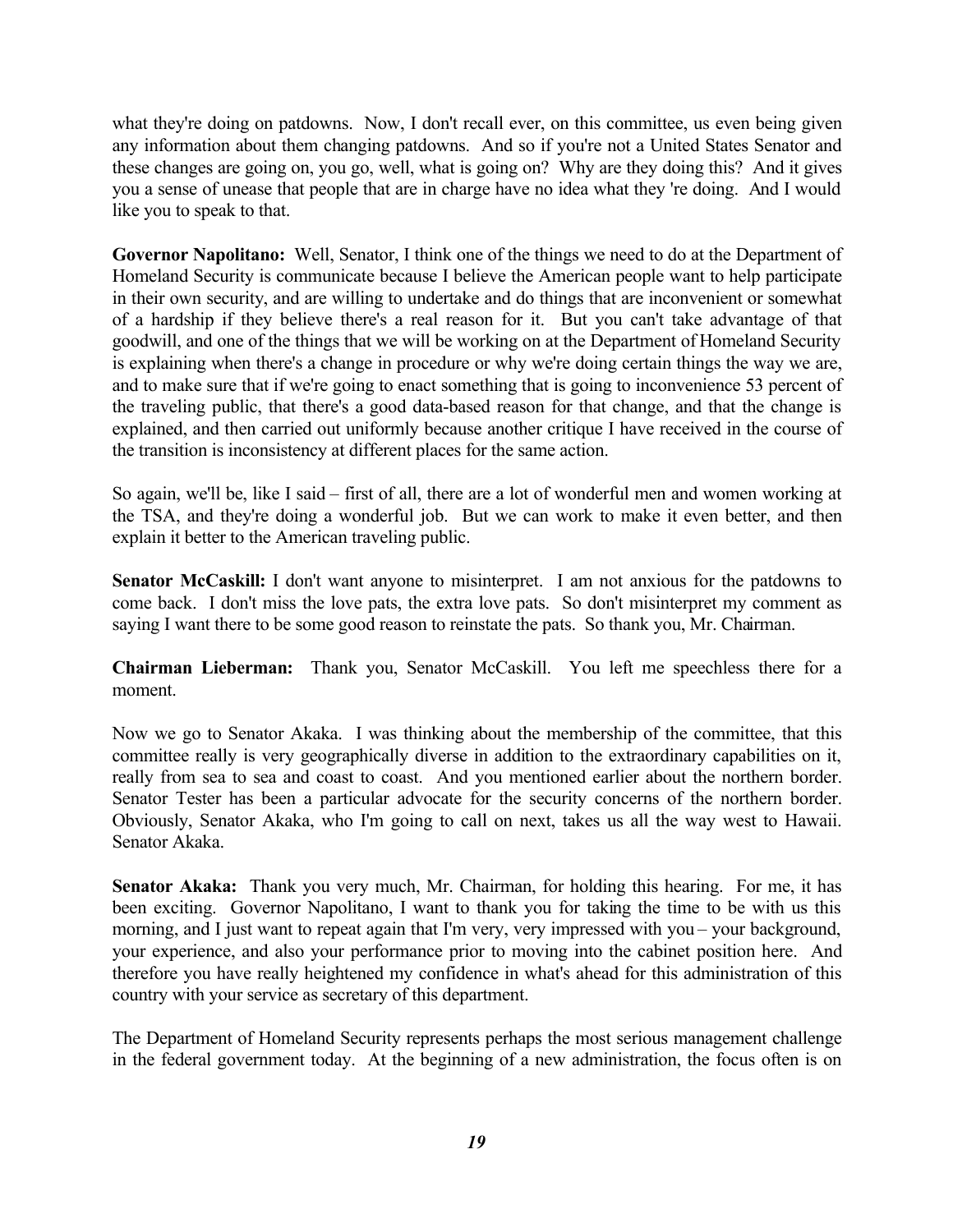what they're doing on patdowns. Now, I don't recall ever, on this committee, us even being given any information about them changing patdowns. And so if you're not a United States Senator and these changes are going on, you go, well, what is going on? Why are they doing this? And it gives you a sense of unease that people that are in charge have no idea what they 're doing. And I would like you to speak to that.

**Governor Napolitano:** Well, Senator, I think one of the things we need to do at the Department of Homeland Security is communicate because I believe the American people want to help participate in their own security, and are willing to undertake and do things that are inconvenient or somewhat of a hardship if they believe there's a real reason for it. But you can't take advantage of that goodwill, and one of the things that we will be working on at the Department of Homeland Security is explaining when there's a change in procedure or why we're doing certain things the way we are, and to make sure that if we're going to enact something that is going to inconvenience 53 percent of the traveling public, that there's a good data-based reason for that change, and that the change is explained, and then carried out uniformly because another critique I have received in the course of the transition is inconsistency at different places for the same action.

So again, we'll be, like I said – first of all, there are a lot of wonderful men and women working at the TSA, and they're doing a wonderful job. But we can work to make it even better, and then explain it better to the American traveling public.

**Senator McCaskill:** I don't want anyone to misinterpret. I am not anxious for the patdowns to come back. I don't miss the love pats, the extra love pats. So don't misinterpret my comment as saying I want there to be some good reason to reinstate the pats. So thank you, Mr. Chairman.

**Chairman Lieberman:** Thank you, Senator McCaskill. You left me speechless there for a moment.

Now we go to Senator Akaka. I was thinking about the membership of the committee, that this committee really is very geographically diverse in addition to the extraordinary capabilities on it, really from sea to sea and coast to coast. And you mentioned earlier about the northern border. Senator Tester has been a particular advocate for the security concerns of the northern border. Obviously, Senator Akaka, who I'm going to call on next, takes us all the way west to Hawaii. Senator Akaka.

**Senator Akaka:** Thank you very much, Mr. Chairman, for holding this hearing. For me, it has been exciting. Governor Napolitano, I want to thank you for taking the time to be with us this morning, and I just want to repeat again that I'm very, very impressed with you – your background, your experience, and also your performance prior to moving into the cabinet position here. And therefore you have really heightened my confidence in what's ahead for this administration of this country with your service as secretary of this department.

The Department of Homeland Security represents perhaps the most serious management challenge in the federal government today. At the beginning of a new administration, the focus often is on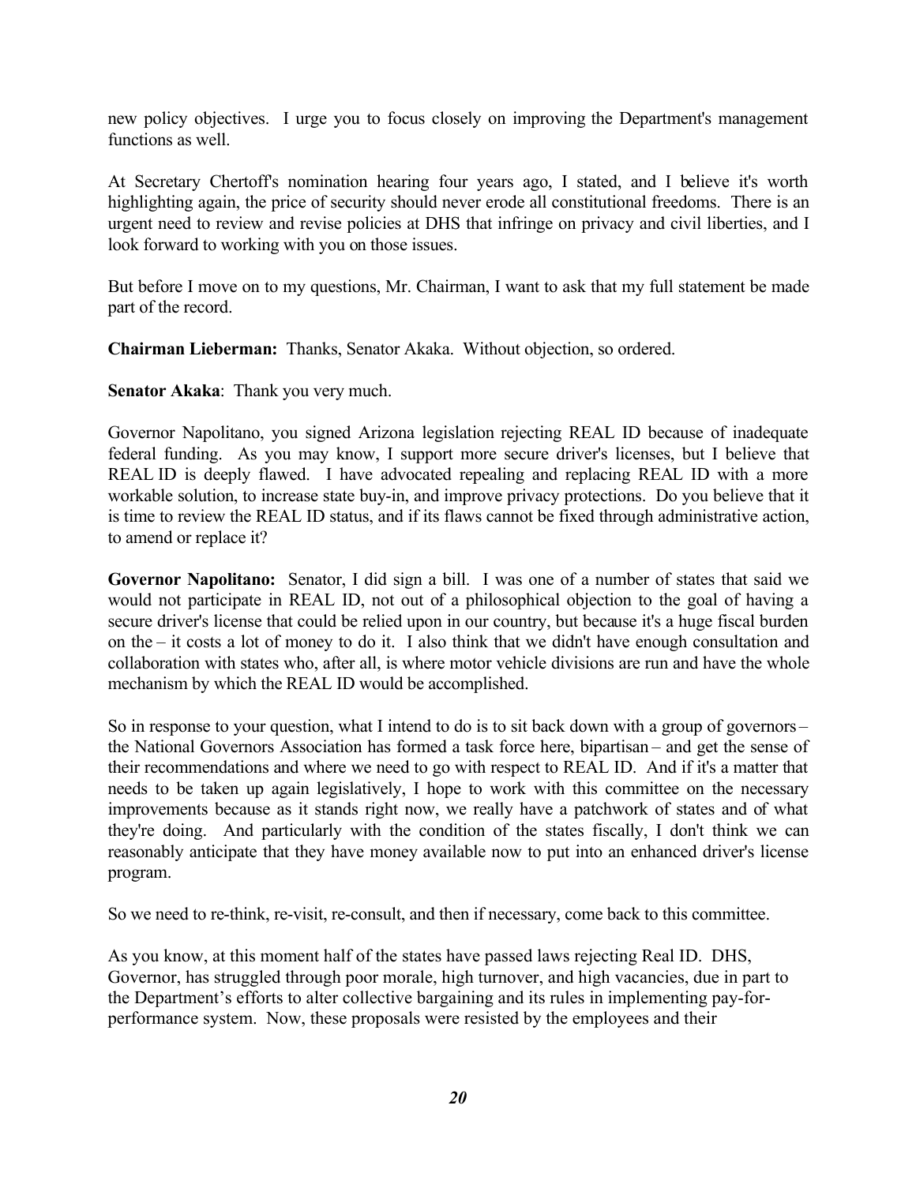new policy objectives. I urge you to focus closely on improving the Department's management functions as well.

At Secretary Chertoff's nomination hearing four years ago, I stated, and I believe it's worth highlighting again, the price of security should never erode all constitutional freedoms. There is an urgent need to review and revise policies at DHS that infringe on privacy and civil liberties, and I look forward to working with you on those issues.

But before I move on to my questions, Mr. Chairman, I want to ask that my full statement be made part of the record.

**Chairman Lieberman:** Thanks, Senator Akaka. Without objection, so ordered.

**Senator Akaka**: Thank you very much.

Governor Napolitano, you signed Arizona legislation rejecting REAL ID because of inadequate federal funding. As you may know, I support more secure driver's licenses, but I believe that REAL ID is deeply flawed. I have advocated repealing and replacing REAL ID with a more workable solution, to increase state buy-in, and improve privacy protections. Do you believe that it is time to review the REAL ID status, and if its flaws cannot be fixed through administrative action, to amend or replace it?

**Governor Napolitano:** Senator, I did sign a bill. I was one of a number of states that said we would not participate in REAL ID, not out of a philosophical objection to the goal of having a secure driver's license that could be relied upon in our country, but because it's a huge fiscal burden on the – it costs a lot of money to do it. I also think that we didn't have enough consultation and collaboration with states who, after all, is where motor vehicle divisions are run and have the whole mechanism by which the REAL ID would be accomplished.

So in response to your question, what I intend to do is to sit back down with a group of governors – the National Governors Association has formed a task force here, bipartisan – and get the sense of their recommendations and where we need to go with respect to REAL ID. And if it's a matter that needs to be taken up again legislatively, I hope to work with this committee on the necessary improvements because as it stands right now, we really have a patchwork of states and of what they're doing. And particularly with the condition of the states fiscally, I don't think we can reasonably anticipate that they have money available now to put into an enhanced driver's license program.

So we need to re-think, re-visit, re-consult, and then if necessary, come back to this committee.

As you know, at this moment half of the states have passed laws rejecting Real ID. DHS, Governor, has struggled through poor morale, high turnover, and high vacancies, due in part to the Department's efforts to alter collective bargaining and its rules in implementing pay-for-performance system. Now, these proposals were resisted by the employees and their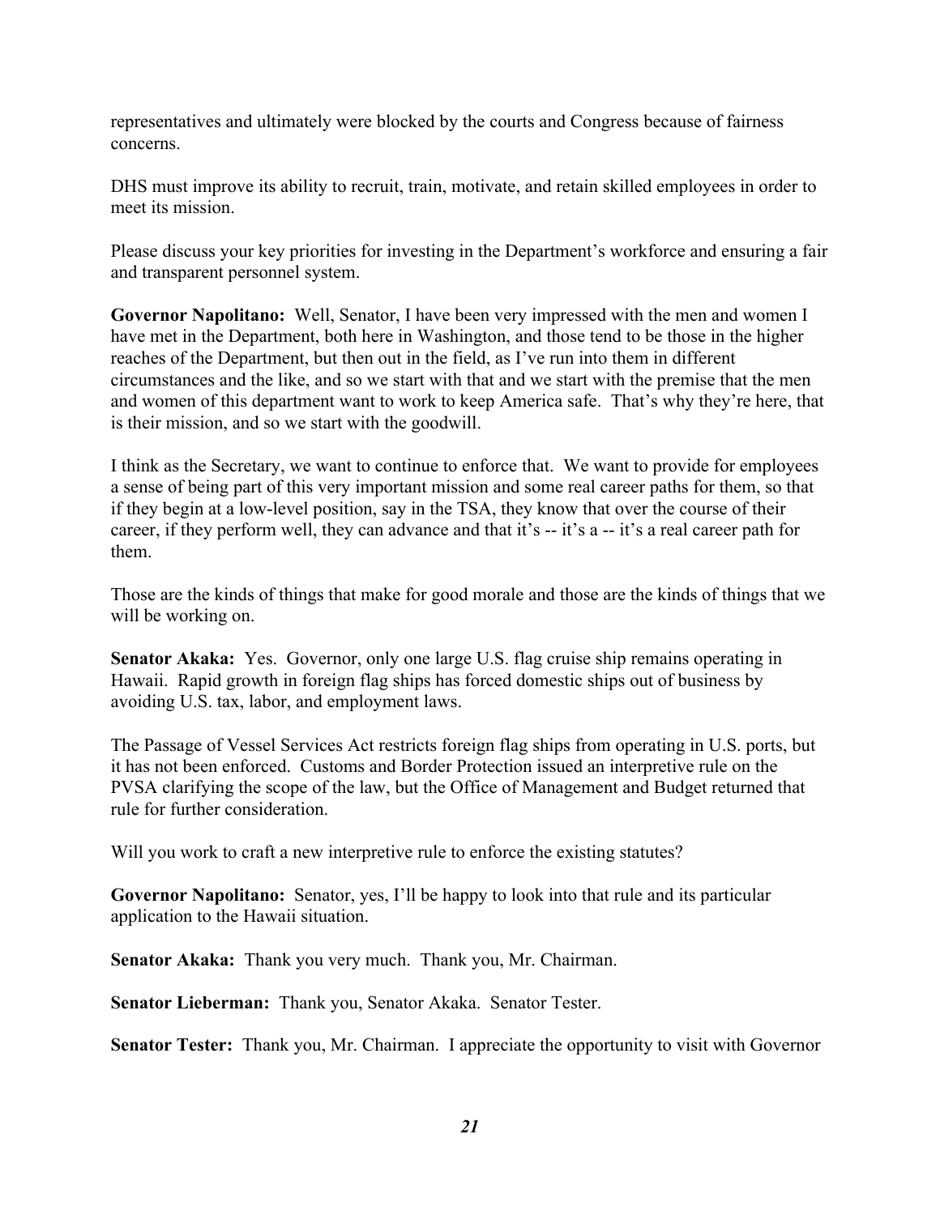representatives and ultimately were blocked by the courts and Congress because of fairness concerns.

DHS must improve its ability to recruit, train, motivate, and retain skilled employees in order to meet its mission.

Please discuss your key priorities for investing in the Department's workforce and ensuring a fair and transparent personnel system.

**Governor Napolitano:** Well, Senator, I have been very impressed with the men and women I have met in the Department, both here in Washington, and those tend to be those in the higher reaches of the Department, but then out in the field, as I've run into them in different circumstances and the like, and so we start with that and we start with the premise that the men and women of this department want to work to keep America safe. That's why they're here, that is their mission, and so we start with the goodwill.

I think as the Secretary, we want to continue to enforce that. We want to provide for employees a sense of being part of this very important mission and some real career paths for them, so that if they begin at a low-level position, say in the TSA, they know that over the course of their career, if they perform well, they can advance and that it's -- it's a -- it's a real career path for them.

Those are the kinds of things that make for good morale and those are the kinds of things that we will be working on.

**Senator Akaka:** Yes. Governor, only one large U.S. flag cruise ship remains operating in Hawaii. Rapid growth in foreign flag ships has forced domestic ships out of business by avoiding U.S. tax, labor, and employment laws.

The Passage of Vessel Services Act restricts foreign flag ships from operating in U.S. ports, but it has not been enforced. Customs and Border Protection issued an interpretive rule on the PVSA clarifying the scope of the law, but the Office of Management and Budget returned that rule for further consideration.

Will you work to craft a new interpretive rule to enforce the existing statutes?

**Governor Napolitano:** Senator, yes, I'll be happy to look into that rule and its particular application to the Hawaii situation.

**Senator Akaka:** Thank you very much. Thank you, Mr. Chairman.

**Senator Lieberman:** Thank you, Senator Akaka. Senator Tester.

**Senator Tester:** Thank you, Mr. Chairman. I appreciate the opportunity to visit with Governor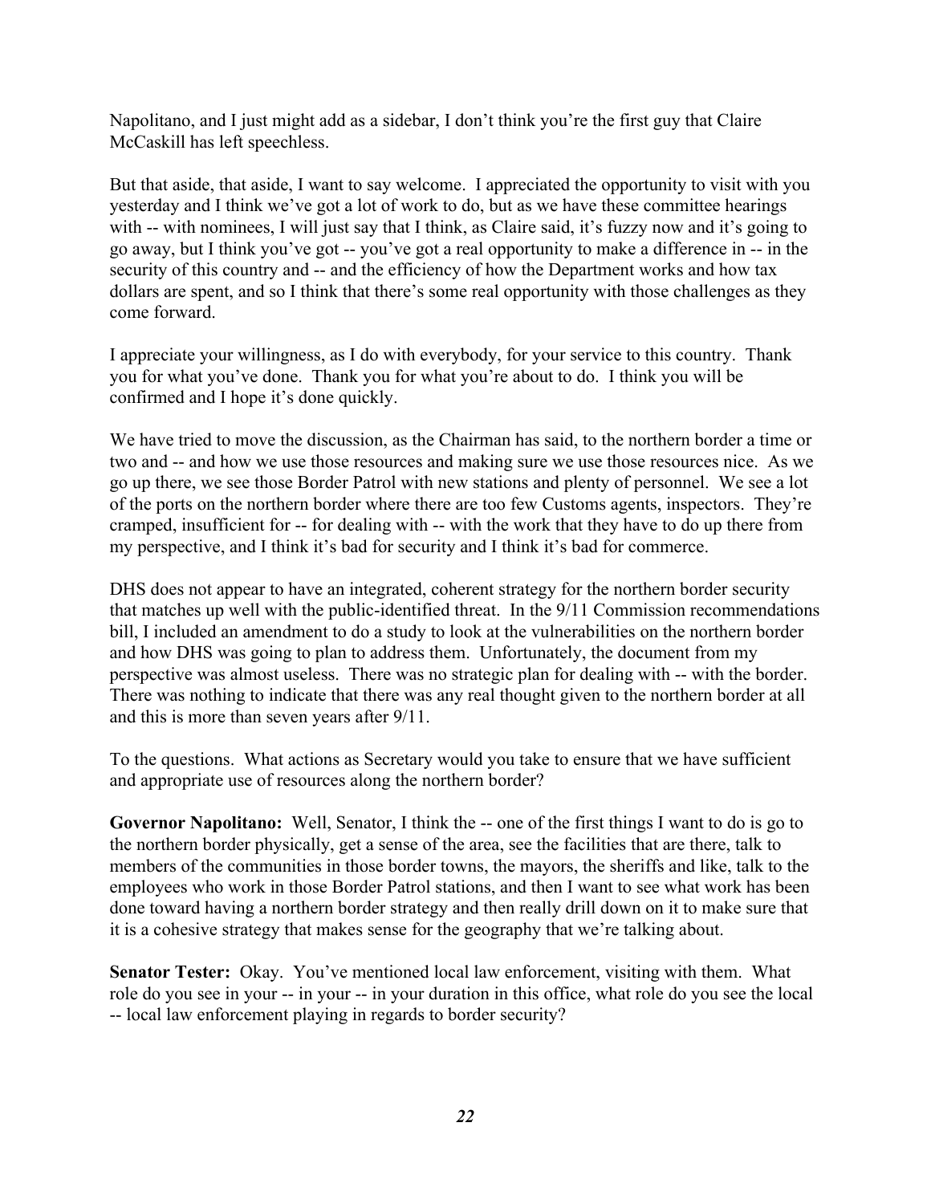Napolitano, and I just might add as a sidebar, I don't think you're the first guy that Claire McCaskill has left speechless.

But that aside, that aside, I want to say welcome. I appreciated the opportunity to visit with you yesterday and I think we've got a lot of work to do, but as we have these committee hearings with -- with nominees, I will just say that I think, as Claire said, it's fuzzy now and it's going to go away, but I think you've got -- you've got a real opportunity to make a difference in -- in the security of this country and -- and the efficiency of how the Department works and how tax dollars are spent, and so I think that there's some real opportunity with those challenges as they come forward.

I appreciate your willingness, as I do with everybody, for your service to this country. Thank you for what you've done. Thank you for what you're about to do. I think you will be confirmed and I hope it's done quickly.

We have tried to move the discussion, as the Chairman has said, to the northern border a time or two and -- and how we use those resources and making sure we use those resources nice. As we go up there, we see those Border Patrol with new stations and plenty of personnel. We see a lot of the ports on the northern border where there are too few Customs agents, inspectors. They're cramped, insufficient for -- for dealing with -- with the work that they have to do up there from my perspective, and I think it's bad for security and I think it's bad for commerce.

DHS does not appear to have an integrated, coherent strategy for the northern border security that matches up well with the public-identified threat. In the 9/11 Commission recommendations bill, I included an amendment to do a study to look at the vulnerabilities on the northern border and how DHS was going to plan to address them. Unfortunately, the document from my perspective was almost useless. There was no strategic plan for dealing with -- with the border. There was nothing to indicate that there was any real thought given to the northern border at all and this is more than seven years after 9/11.

To the questions. What actions as Secretary would you take to ensure that we have sufficient and appropriate use of resources along the northern border?

**Governor Napolitano:** Well, Senator, I think the -- one of the first things I want to do is go to the northern border physically, get a sense of the area, see the facilities that are there, talk to members of the communities in those border towns, the mayors, the sheriffs and like, talk to the employees who work in those Border Patrol stations, and then I want to see what work has been done toward having a northern border strategy and then really drill down on it to make sure that it is a cohesive strategy that makes sense for the geography that we're talking about.

**Senator Tester:** Okay. You've mentioned local law enforcement, visiting with them. What role do you see in your -- in your -- in your duration in this office, what role do you see the local -- local law enforcement playing in regards to border security?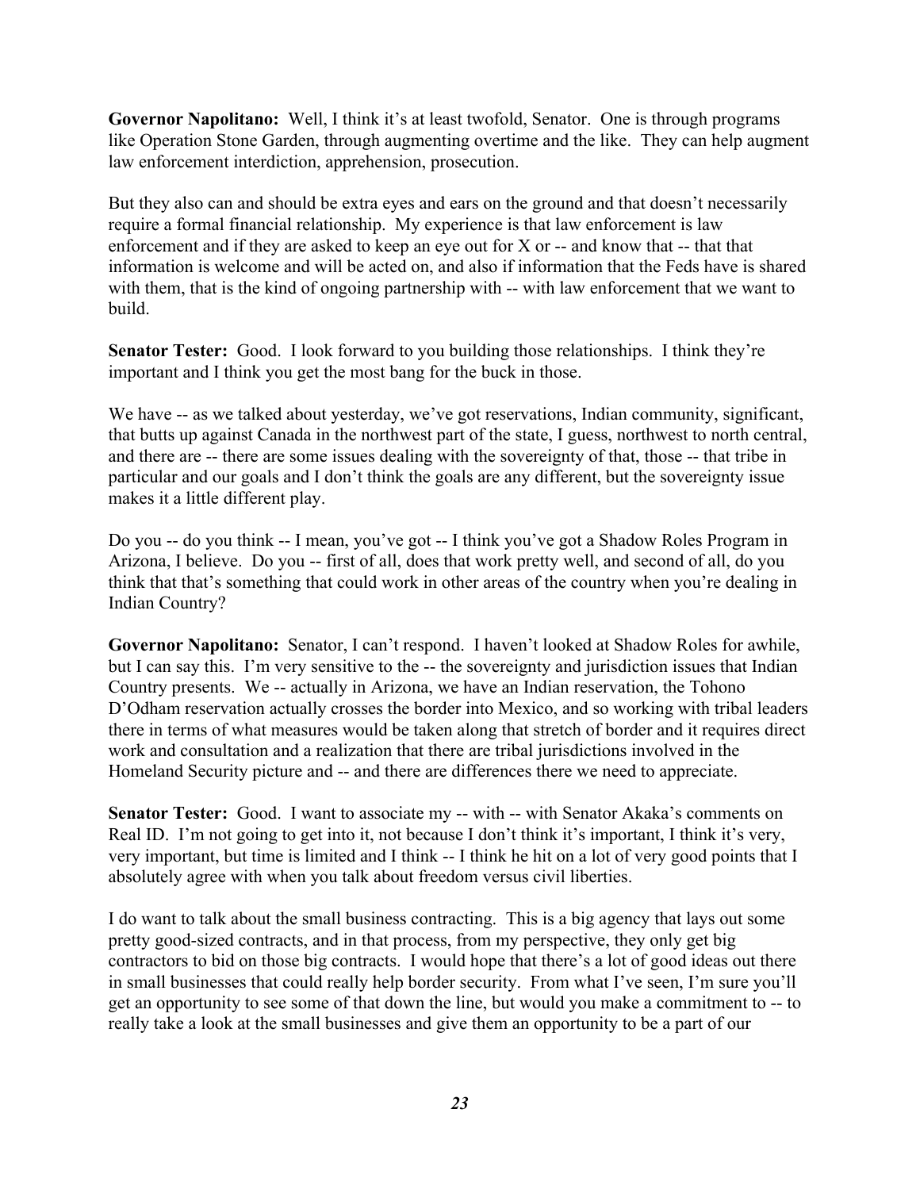**Governor Napolitano:** Well, I think it's at least twofold, Senator. One is through programs like Operation Stone Garden, through augmenting overtime and the like. They can help augment law enforcement interdiction, apprehension, prosecution.

But they also can and should be extra eyes and ears on the ground and that doesn't necessarily require a formal financial relationship. My experience is that law enforcement is law enforcement and if they are asked to keep an eye out for X or -- and know that -- that that information is welcome and will be acted on, and also if information that the Feds have is shared with them, that is the kind of ongoing partnership with -- with law enforcement that we want to build.

**Senator Tester:** Good. I look forward to you building those relationships. I think they're important and I think you get the most bang for the buck in those.

We have -- as we talked about yesterday, we've got reservations, Indian community, significant, that butts up against Canada in the northwest part of the state, I guess, northwest to north central, and there are -- there are some issues dealing with the sovereignty of that, those -- that tribe in particular and our goals and I don't think the goals are any different, but the sovereignty issue makes it a little different play.

Do you -- do you think -- I mean, you've got -- I think you've got a Shadow Roles Program in Arizona, I believe. Do you -- first of all, does that work pretty well, and second of all, do you think that that's something that could work in other areas of the country when you're dealing in Indian Country?

**Governor Napolitano:** Senator, I can't respond. I haven't looked at Shadow Roles for awhile, but I can say this. I'm very sensitive to the -- the sovereignty and jurisdiction issues that Indian Country presents. We -- actually in Arizona, we have an Indian reservation, the Tohono D'Odham reservation actually crosses the border into Mexico, and so working with tribal leaders there in terms of what measures would be taken along that stretch of border and it requires direct work and consultation and a realization that there are tribal jurisdictions involved in the Homeland Security picture and -- and there are differences there we need to appreciate.

**Senator Tester:** Good. I want to associate my -- with -- with Senator Akaka's comments on Real ID. I'm not going to get into it, not because I don't think it's important, I think it's very, very important, but time is limited and I think -- I think he hit on a lot of very good points that I absolutely agree with when you talk about freedom versus civil liberties.

I do want to talk about the small business contracting. This is a big agency that lays out some pretty good-sized contracts, and in that process, from my perspective, they only get big contractors to bid on those big contracts. I would hope that there's a lot of good ideas out there in small businesses that could really help border security. From what I've seen, I'm sure you'll get an opportunity to see some of that down the line, but would you make a commitment to -- to really take a look at the small businesses and give them an opportunity to be a part of our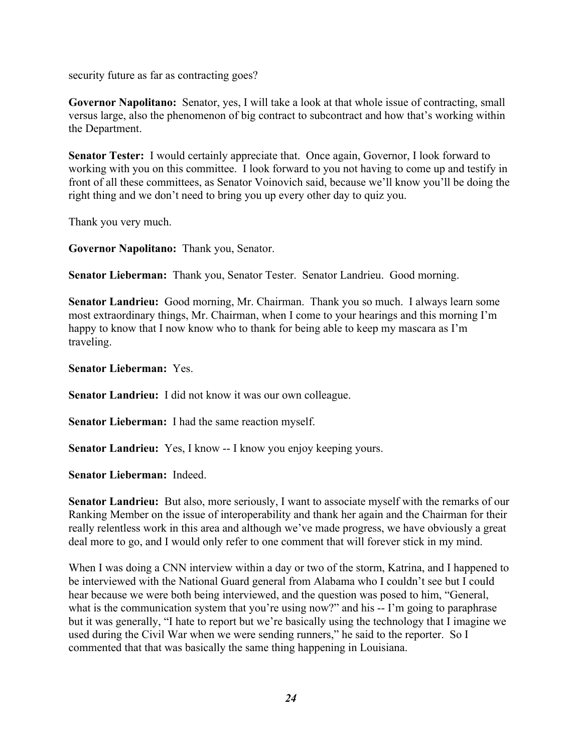security future as far as contracting goes?

**Governor Napolitano:** Senator, yes, I will take a look at that whole issue of contracting, small versus large, also the phenomenon of big contract to subcontract and how that's working within the Department.

**Senator Tester:** I would certainly appreciate that. Once again, Governor, I look forward to working with you on this committee. I look forward to you not having to come up and testify in front of all these committees, as Senator Voinovich said, because we'll know you'll be doing the right thing and we don't need to bring you up every other day to quiz you.

Thank you very much.

**Governor Napolitano:** Thank you, Senator.

**Senator Lieberman:** Thank you, Senator Tester. Senator Landrieu. Good morning.

**Senator Landrieu:** Good morning, Mr. Chairman. Thank you so much. I always learn some most extraordinary things, Mr. Chairman, when I come to your hearings and this morning I'm happy to know that I now know who to thank for being able to keep my mascara as I'm traveling.

**Senator Lieberman:** Yes.

**Senator Landrieu:** I did not know it was our own colleague.

**Senator Lieberman:** I had the same reaction myself.

**Senator Landrieu:** Yes, I know -- I know you enjoy keeping yours.

**Senator Lieberman:** Indeed.

**Senator Landrieu:** But also, more seriously, I want to associate myself with the remarks of our Ranking Member on the issue of interoperability and thank her again and the Chairman for their really relentless work in this area and although we've made progress, we have obviously a great deal more to go, and I would only refer to one comment that will forever stick in my mind.

When I was doing a CNN interview within a day or two of the storm, Katrina, and I happened to be interviewed with the National Guard general from Alabama who I couldn't see but I could hear because we were both being interviewed, and the question was posed to him, "General, what is the communication system that you're using now?" and his -- I'm going to paraphrase but it was generally, "I hate to report but we're basically using the technology that I imagine we used during the Civil War when we were sending runners," he said to the reporter. So I commented that that was basically the same thing happening in Louisiana.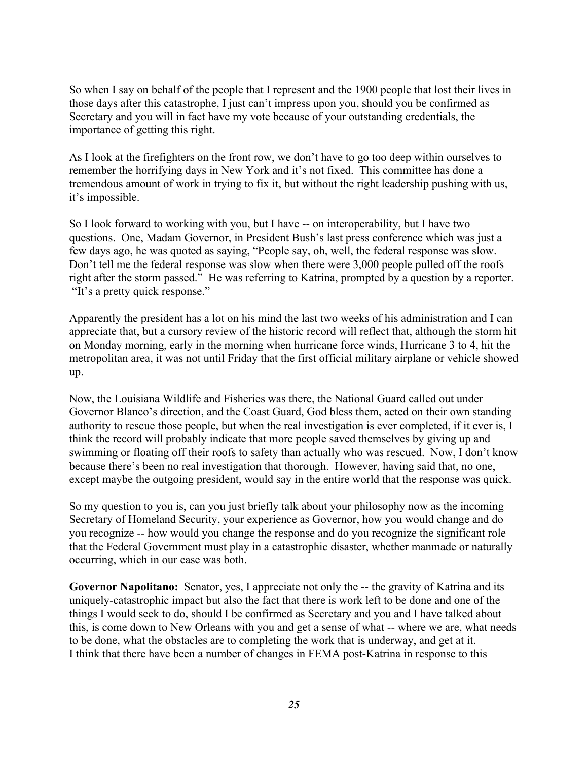So when I say on behalf of the people that I represent and the 1900 people that lost their lives in those days after this catastrophe, I just can't impress upon you, should you be confirmed as Secretary and you will in fact have my vote because of your outstanding credentials, the importance of getting this right.

As I look at the firefighters on the front row, we don't have to go too deep within ourselves to remember the horrifying days in New York and it's not fixed. This committee has done a tremendous amount of work in trying to fix it, but without the right leadership pushing with us, it's impossible.

So I look forward to working with you, but I have -- on interoperability, but I have two questions. One, Madam Governor, in President Bush's last press conference which was just a few days ago, he was quoted as saying, "People say, oh, well, the federal response was slow. Don't tell me the federal response was slow when there were 3,000 people pulled off the roofs right after the storm passed." He was referring to Katrina, prompted by a question by a reporter. "It's a pretty quick response."

Apparently the president has a lot on his mind the last two weeks of his administration and I can appreciate that, but a cursory review of the historic record will reflect that, although the storm hit on Monday morning, early in the morning when hurricane force winds, Hurricane 3 to 4, hit the metropolitan area, it was not until Friday that the first official military airplane or vehicle showed up.

Now, the Louisiana Wildlife and Fisheries was there, the National Guard called out under Governor Blanco's direction, and the Coast Guard, God bless them, acted on their own standing authority to rescue those people, but when the real investigation is ever completed, if it ever is, I think the record will probably indicate that more people saved themselves by giving up and swimming or floating off their roofs to safety than actually who was rescued. Now, I don't know because there's been no real investigation that thorough. However, having said that, no one, except maybe the outgoing president, would say in the entire world that the response was quick.

So my question to you is, can you just briefly talk about your philosophy now as the incoming Secretary of Homeland Security, your experience as Governor, how you would change and do you recognize -- how would you change the response and do you recognize the significant role that the Federal Government must play in a catastrophic disaster, whether manmade or naturally occurring, which in our case was both.

**Governor Napolitano:** Senator, yes, I appreciate not only the -- the gravity of Katrina and its uniquely-catastrophic impact but also the fact that there is work left to be done and one of the things I would seek to do, should I be confirmed as Secretary and you and I have talked about this, is come down to New Orleans with you and get a sense of what -- where we are, what needs to be done, what the obstacles are to completing the work that is underway, and get at it.
I think that there have been a number of changes in FEMA post-Katrina in response to this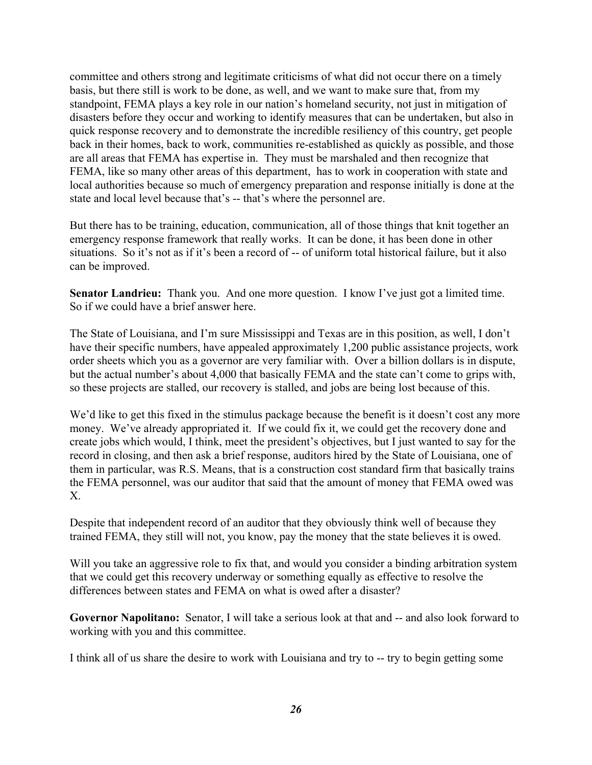committee and others strong and legitimate criticisms of what did not occur there on a timely basis, but there still is work to be done, as well, and we want to make sure that, from my standpoint, FEMA plays a key role in our nation's homeland security, not just in mitigation of disasters before they occur and working to identify measures that can be undertaken, but also in quick response recovery and to demonstrate the incredible resiliency of this country, get people back in their homes, back to work, communities re-established as quickly as possible, and those are all areas that FEMA has expertise in. They must be marshaled and then recognize that FEMA, like so many other areas of this department, has to work in cooperation with state and local authorities because so much of emergency preparation and response initially is done at the state and local level because that's -- that's where the personnel are.

But there has to be training, education, communication, all of those things that knit together an emergency response framework that really works. It can be done, it has been done in other situations. So it's not as if it's been a record of -- of uniform total historical failure, but it also can be improved.

**Senator Landrieu:** Thank you. And one more question. I know I've just got a limited time. So if we could have a brief answer here.

The State of Louisiana, and I'm sure Mississippi and Texas are in this position, as well, I don't have their specific numbers, have appealed approximately 1,200 public assistance projects, work order sheets which you as a governor are very familiar with. Over a billion dollars is in dispute, but the actual number's about 4,000 that basically FEMA and the state can't come to grips with, so these projects are stalled, our recovery is stalled, and jobs are being lost because of this.

We'd like to get this fixed in the stimulus package because the benefit is it doesn't cost any more money. We've already appropriated it. If we could fix it, we could get the recovery done and create jobs which would, I think, meet the president's objectives, but I just wanted to say for the record in closing, and then ask a brief response, auditors hired by the State of Louisiana, one of them in particular, was R.S. Means, that is a construction cost standard firm that basically trains the FEMA personnel, was our auditor that said that the amount of money that FEMA owed was X.

Despite that independent record of an auditor that they obviously think well of because they trained FEMA, they still will not, you know, pay the money that the state believes it is owed.

Will you take an aggressive role to fix that, and would you consider a binding arbitration system that we could get this recovery underway or something equally as effective to resolve the differences between states and FEMA on what is owed after a disaster?

**Governor Napolitano:** Senator, I will take a serious look at that and -- and also look forward to working with you and this committee.

I think all of us share the desire to work with Louisiana and try to -- try to begin getting some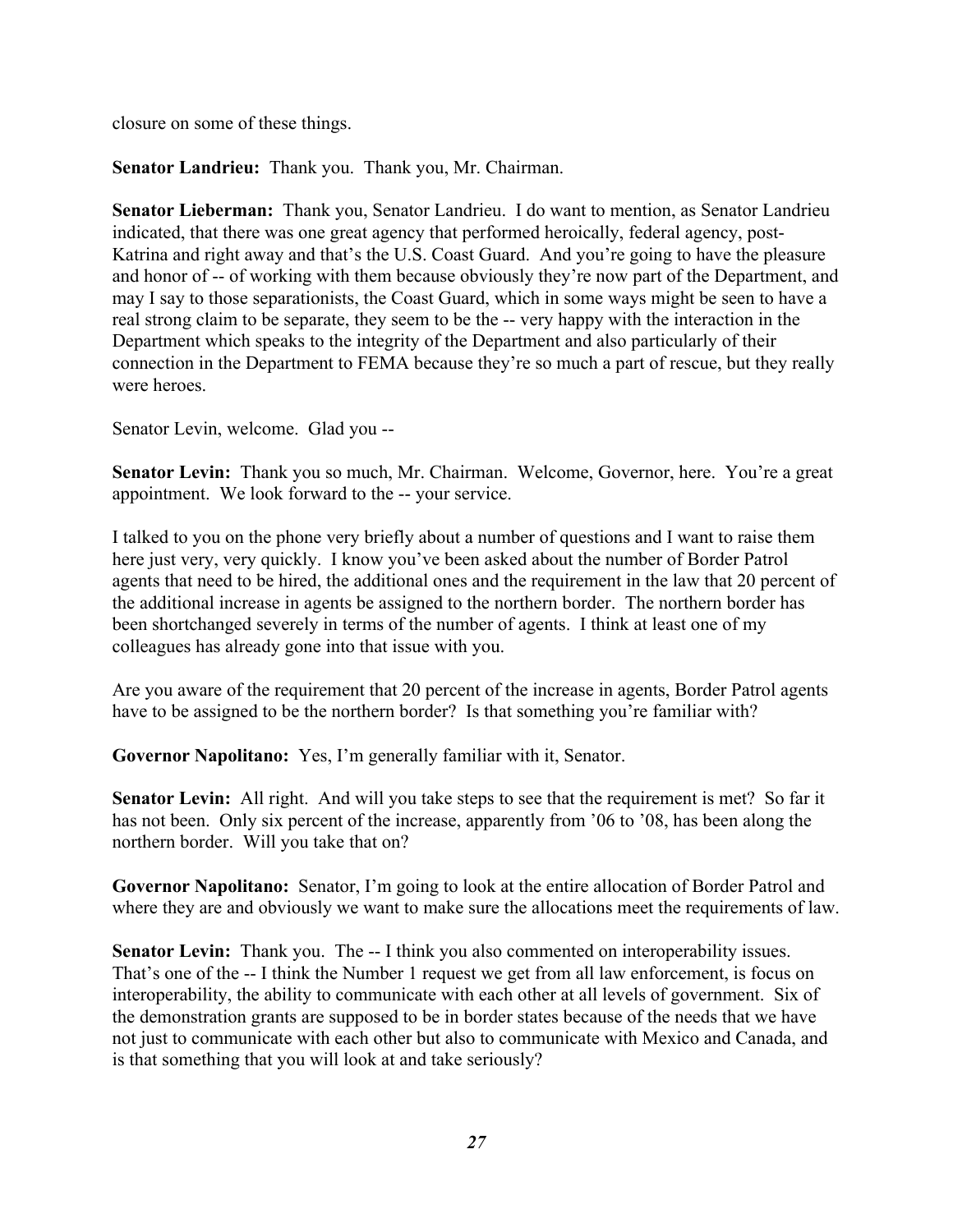closure on some of these things.

**Senator Landrieu:** Thank you. Thank you, Mr. Chairman.

**Senator Lieberman:** Thank you, Senator Landrieu. I do want to mention, as Senator Landrieu indicated, that there was one great agency that performed heroically, federal agency, post-Katrina and right away and that's the U.S. Coast Guard. And you're going to have the pleasure and honor of -- of working with them because obviously they're now part of the Department, and may I say to those separationists, the Coast Guard, which in some ways might be seen to have a real strong claim to be separate, they seem to be the -- very happy with the interaction in the Department which speaks to the integrity of the Department and also particularly of their connection in the Department to FEMA because they're so much a part of rescue, but they really were heroes.

Senator Levin, welcome. Glad you --

**Senator Levin:** Thank you so much, Mr. Chairman. Welcome, Governor, here. You're a great appointment. We look forward to the -- your service.

I talked to you on the phone very briefly about a number of questions and I want to raise them here just very, very quickly. I know you've been asked about the number of Border Patrol agents that need to be hired, the additional ones and the requirement in the law that 20 percent of the additional increase in agents be assigned to the northern border. The northern border has been shortchanged severely in terms of the number of agents. I think at least one of my colleagues has already gone into that issue with you.

Are you aware of the requirement that 20 percent of the increase in agents, Border Patrol agents have to be assigned to be the northern border? Is that something you're familiar with?

**Governor Napolitano:** Yes, I'm generally familiar with it, Senator.

**Senator Levin:** All right. And will you take steps to see that the requirement is met? So far it has not been. Only six percent of the increase, apparently from '06 to '08, has been along the northern border. Will you take that on?

**Governor Napolitano:** Senator, I'm going to look at the entire allocation of Border Patrol and where they are and obviously we want to make sure the allocations meet the requirements of law.

**Senator Levin:** Thank you. The -- I think you also commented on interoperability issues. That's one of the -- I think the Number 1 request we get from all law enforcement, is focus on interoperability, the ability to communicate with each other at all levels of government. Six of the demonstration grants are supposed to be in border states because of the needs that we have not just to communicate with each other but also to communicate with Mexico and Canada, and is that something that you will look at and take seriously?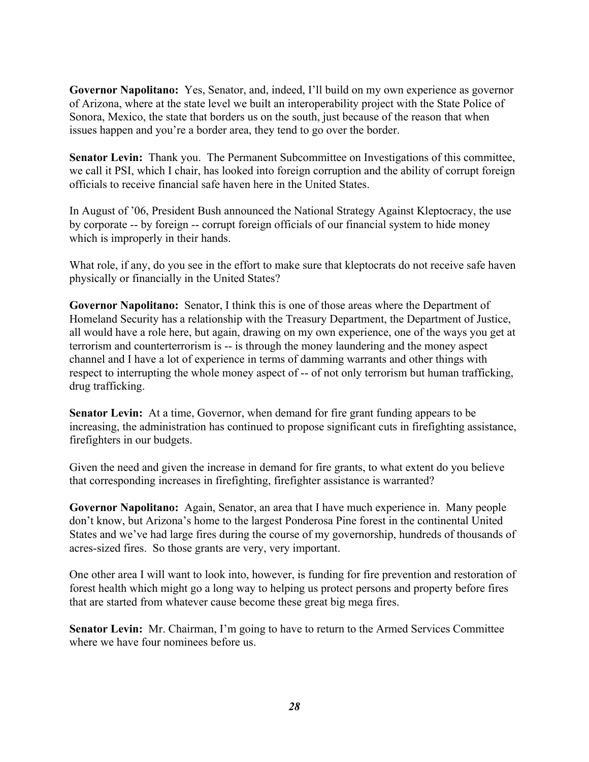**Governor Napolitano:** Yes, Senator, and, indeed, I'll build on my own experience as governor of Arizona, where at the state level we built an interoperability project with the State Police of Sonora, Mexico, the state that borders us on the south, just because of the reason that when issues happen and you're a border area, they tend to go over the border.

**Senator Levin:** Thank you. The Permanent Subcommittee on Investigations of this committee, we call it PSI, which I chair, has looked into foreign corruption and the ability of corrupt foreign officials to receive financial safe haven here in the United States.

In August of '06, President Bush announced the National Strategy Against Kleptocracy, the use by corporate -- by foreign -- corrupt foreign officials of our financial system to hide money which is improperly in their hands.

What role, if any, do you see in the effort to make sure that kleptocrats do not receive safe haven physically or financially in the United States?

**Governor Napolitano:** Senator, I think this is one of those areas where the Department of Homeland Security has a relationship with the Treasury Department, the Department of Justice, all would have a role here, but again, drawing on my own experience, one of the ways you get at terrorism and counterterrorism is -- is through the money laundering and the money aspect channel and I have a lot of experience in terms of damming warrants and other things with respect to interrupting the whole money aspect of -- of not only terrorism but human trafficking, drug trafficking.

**Senator Levin:** At a time, Governor, when demand for fire grant funding appears to be increasing, the administration has continued to propose significant cuts in firefighting assistance, firefighters in our budgets.

Given the need and given the increase in demand for fire grants, to what extent do you believe that corresponding increases in firefighting, firefighter assistance is warranted?

**Governor Napolitano:** Again, Senator, an area that I have much experience in. Many people don't know, but Arizona's home to the largest Ponderosa Pine forest in the continental United States and we've had large fires during the course of my governorship, hundreds of thousands of acres-sized fires. So those grants are very, very important.

One other area I will want to look into, however, is funding for fire prevention and restoration of forest health which might go a long way to helping us protect persons and property before fires that are started from whatever cause become these great big mega fires.

**Senator Levin:** Mr. Chairman, I'm going to have to return to the Armed Services Committee where we have four nominees before us.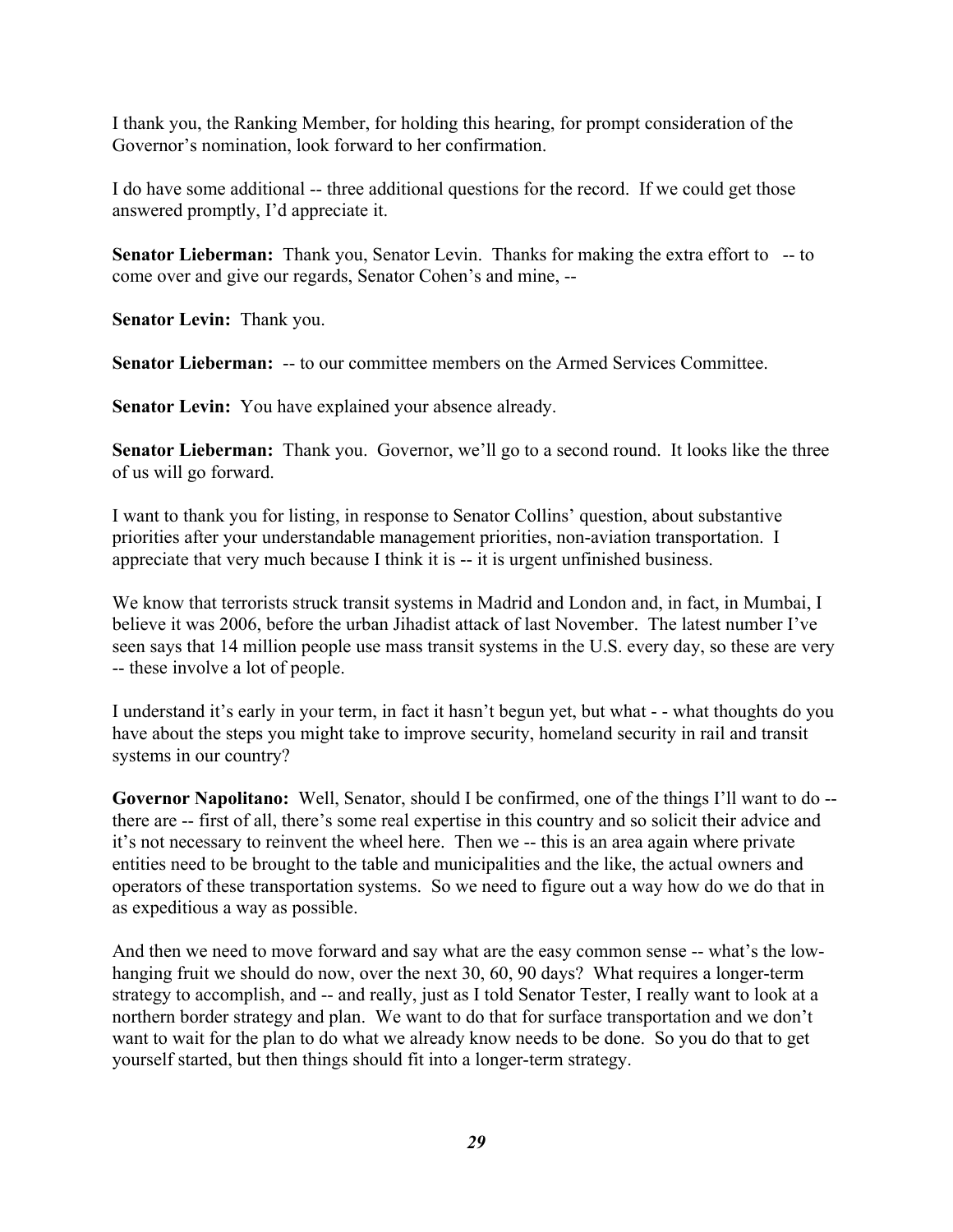I thank you, the Ranking Member, for holding this hearing, for prompt consideration of the Governor's nomination, look forward to her confirmation.

I do have some additional -- three additional questions for the record. If we could get those answered promptly, I'd appreciate it.

**Senator Lieberman:** Thank you, Senator Levin. Thanks for making the extra effort to -- to come over and give our regards, Senator Cohen's and mine, --

**Senator Levin:** Thank you.

**Senator Lieberman:** -- to our committee members on the Armed Services Committee.

**Senator Levin:** You have explained your absence already.

**Senator Lieberman:** Thank you. Governor, we'll go to a second round. It looks like the three of us will go forward.

I want to thank you for listing, in response to Senator Collins' question, about substantive priorities after your understandable management priorities, non-aviation transportation. I appreciate that very much because I think it is -- it is urgent unfinished business.

We know that terrorists struck transit systems in Madrid and London and, in fact, in Mumbai, I believe it was 2006, before the urban Jihadist attack of last November. The latest number I've seen says that 14 million people use mass transit systems in the U.S. every day, so these are very -- these involve a lot of people.

I understand it's early in your term, in fact it hasn't begun yet, but what - - what thoughts do you have about the steps you might take to improve security, homeland security in rail and transit systems in our country?

**Governor Napolitano:** Well, Senator, should I be confirmed, one of the things I'll want to do -- there are -- first of all, there's some real expertise in this country and so solicit their advice and it's not necessary to reinvent the wheel here. Then we -- this is an area again where private entities need to be brought to the table and municipalities and the like, the actual owners and operators of these transportation systems. So we need to figure out a way how do we do that in as expeditious a way as possible.

And then we need to move forward and say what are the easy common sense -- what's the low-hanging fruit we should do now, over the next 30, 60, 90 days? What requires a longer-term strategy to accomplish, and -- and really, just as I told Senator Tester, I really want to look at a northern border strategy and plan. We want to do that for surface transportation and we don't want to wait for the plan to do what we already know needs to be done. So you do that to get yourself started, but then things should fit into a longer-term strategy.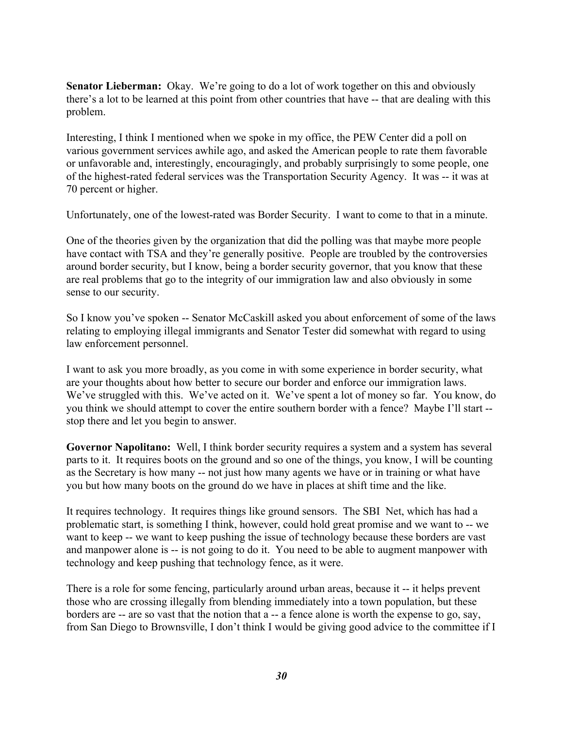**Senator Lieberman:** Okay. We're going to do a lot of work together on this and obviously there's a lot to be learned at this point from other countries that have -- that are dealing with this problem.

Interesting, I think I mentioned when we spoke in my office, the PEW Center did a poll on various government services awhile ago, and asked the American people to rate them favorable or unfavorable and, interestingly, encouragingly, and probably surprisingly to some people, one of the highest-rated federal services was the Transportation Security Agency. It was -- it was at 70 percent or higher.

Unfortunately, one of the lowest-rated was Border Security. I want to come to that in a minute.

One of the theories given by the organization that did the polling was that maybe more people have contact with TSA and they're generally positive. People are troubled by the controversies around border security, but I know, being a border security governor, that you know that these are real problems that go to the integrity of our immigration law and also obviously in some sense to our security.

So I know you've spoken -- Senator McCaskill asked you about enforcement of some of the laws relating to employing illegal immigrants and Senator Tester did somewhat with regard to using law enforcement personnel.

I want to ask you more broadly, as you come in with some experience in border security, what are your thoughts about how better to secure our border and enforce our immigration laws. We've struggled with this. We've acted on it. We've spent a lot of money so far. You know, do you think we should attempt to cover the entire southern border with a fence? Maybe I'll start -- stop there and let you begin to answer.

**Governor Napolitano:** Well, I think border security requires a system and a system has several parts to it. It requires boots on the ground and so one of the things, you know, I will be counting as the Secretary is how many -- not just how many agents we have or in training or what have you but how many boots on the ground do we have in places at shift time and the like.

It requires technology. It requires things like ground sensors. The SBI Net, which has had a problematic start, is something I think, however, could hold great promise and we want to -- we want to keep -- we want to keep pushing the issue of technology because these borders are vast and manpower alone is -- is not going to do it. You need to be able to augment manpower with technology and keep pushing that technology fence, as it were.

There is a role for some fencing, particularly around urban areas, because it -- it helps prevent those who are crossing illegally from blending immediately into a town population, but these borders are -- are so vast that the notion that a -- a fence alone is worth the expense to go, say, from San Diego to Brownsville, I don't think I would be giving good advice to the committee if I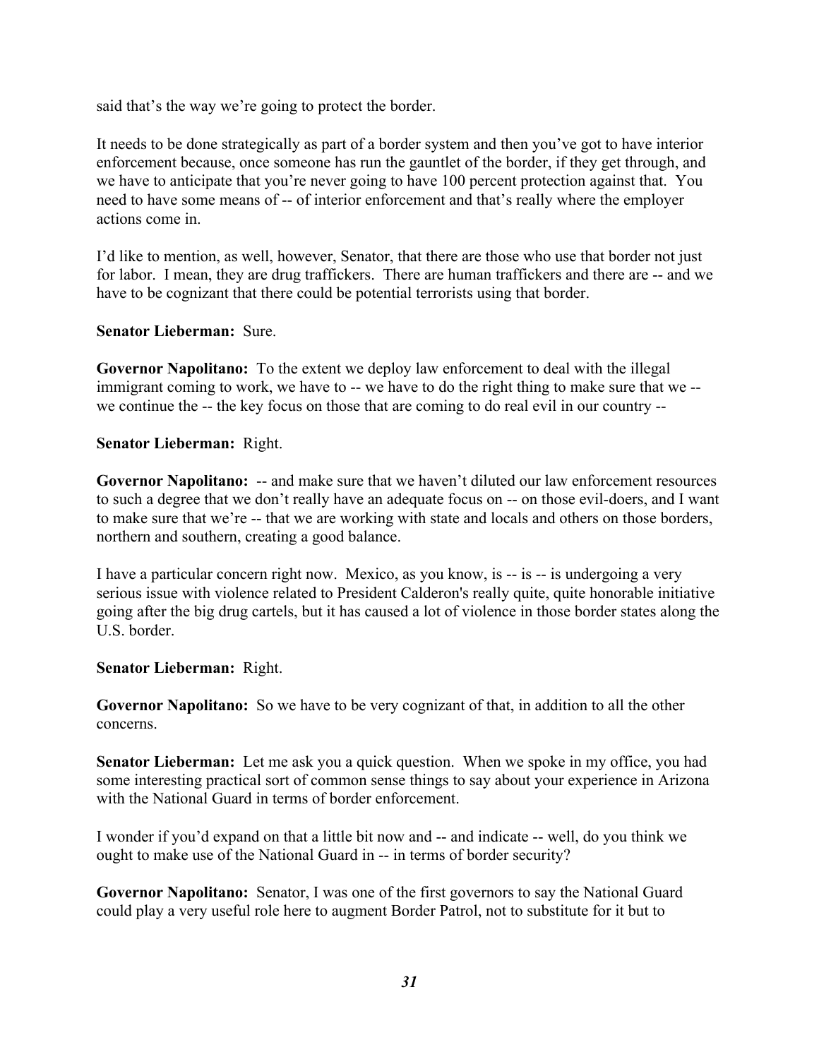said that's the way we're going to protect the border.

It needs to be done strategically as part of a border system and then you've got to have interior enforcement because, once someone has run the gauntlet of the border, if they get through, and we have to anticipate that you're never going to have 100 percent protection against that. You need to have some means of -- of interior enforcement and that's really where the employer actions come in.

I'd like to mention, as well, however, Senator, that there are those who use that border not just for labor. I mean, they are drug traffickers. There are human traffickers and there are -- and we have to be cognizant that there could be potential terrorists using that border.

**Senator Lieberman:** Sure.

**Governor Napolitano:** To the extent we deploy law enforcement to deal with the illegal immigrant coming to work, we have to -- we have to do the right thing to make sure that we -- we continue the -- the key focus on those that are coming to do real evil in our country --

**Senator Lieberman:** Right.

**Governor Napolitano:** -- and make sure that we haven't diluted our law enforcement resources to such a degree that we don't really have an adequate focus on -- on those evil-doers, and I want to make sure that we're -- that we are working with state and locals and others on those borders, northern and southern, creating a good balance.

I have a particular concern right now. Mexico, as you know, is -- is -- is undergoing a very serious issue with violence related to President Calderon's really quite, quite honorable initiative going after the big drug cartels, but it has caused a lot of violence in those border states along the U.S. border.

**Senator Lieberman:** Right.

**Governor Napolitano:** So we have to be very cognizant of that, in addition to all the other concerns.

**Senator Lieberman:** Let me ask you a quick question. When we spoke in my office, you had some interesting practical sort of common sense things to say about your experience in Arizona with the National Guard in terms of border enforcement.

I wonder if you'd expand on that a little bit now and -- and indicate -- well, do you think we ought to make use of the National Guard in -- in terms of border security?

**Governor Napolitano:** Senator, I was one of the first governors to say the National Guard could play a very useful role here to augment Border Patrol, not to substitute for it but to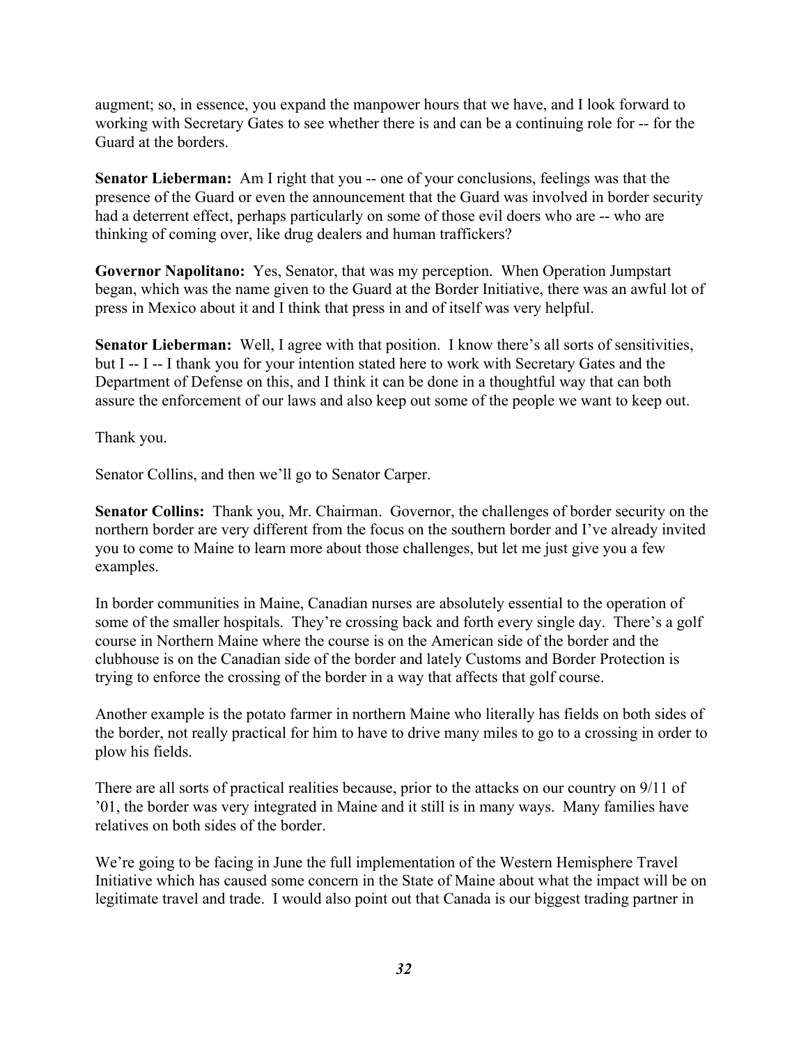augment; so, in essence, you expand the manpower hours that we have, and I look forward to working with Secretary Gates to see whether there is and can be a continuing role for -- for the Guard at the borders.

**Senator Lieberman:** Am I right that you -- one of your conclusions, feelings was that the presence of the Guard or even the announcement that the Guard was involved in border security had a deterrent effect, perhaps particularly on some of those evil doers who are -- who are thinking of coming over, like drug dealers and human traffickers?

**Governor Napolitano:** Yes, Senator, that was my perception. When Operation Jumpstart began, which was the name given to the Guard at the Border Initiative, there was an awful lot of press in Mexico about it and I think that press in and of itself was very helpful.

**Senator Lieberman:** Well, I agree with that position. I know there's all sorts of sensitivities, but I -- I -- I thank you for your intention stated here to work with Secretary Gates and the Department of Defense on this, and I think it can be done in a thoughtful way that can both assure the enforcement of our laws and also keep out some of the people we want to keep out.

Thank you.

Senator Collins, and then we'll go to Senator Carper.

**Senator Collins:** Thank you, Mr. Chairman. Governor, the challenges of border security on the northern border are very different from the focus on the southern border and I've already invited you to come to Maine to learn more about those challenges, but let me just give you a few examples.

In border communities in Maine, Canadian nurses are absolutely essential to the operation of some of the smaller hospitals. They're crossing back and forth every single day. There's a golf course in Northern Maine where the course is on the American side of the border and the clubhouse is on the Canadian side of the border and lately Customs and Border Protection is trying to enforce the crossing of the border in a way that affects that golf course.

Another example is the potato farmer in northern Maine who literally has fields on both sides of the border, not really practical for him to have to drive many miles to go to a crossing in order to plow his fields.

There are all sorts of practical realities because, prior to the attacks on our country on 9/11 of '01, the border was very integrated in Maine and it still is in many ways. Many families have relatives on both sides of the border.

We're going to be facing in June the full implementation of the Western Hemisphere Travel Initiative which has caused some concern in the State of Maine about what the impact will be on legitimate travel and trade. I would also point out that Canada is our biggest trading partner in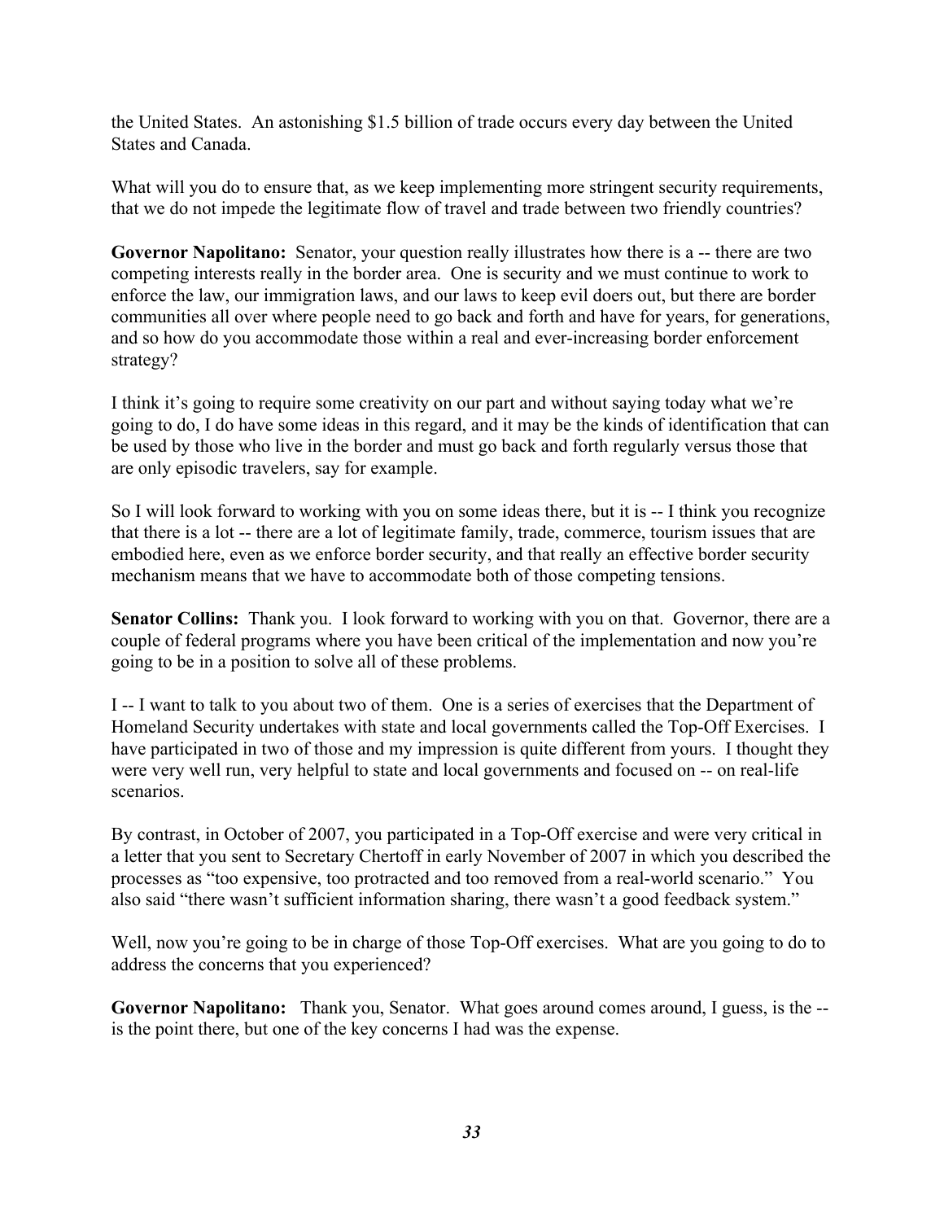the United States. An astonishing $1.5 billion of trade occurs every day between the United States and Canada.

What will you do to ensure that, as we keep implementing more stringent security requirements, that we do not impede the legitimate flow of travel and trade between two friendly countries?

**Governor Napolitano:** Senator, your question really illustrates how there is a -- there are two competing interests really in the border area. One is security and we must continue to work to enforce the law, our immigration laws, and our laws to keep evil doers out, but there are border communities all over where people need to go back and forth and have for years, for generations, and so how do you accommodate those within a real and ever-increasing border enforcement strategy?

I think it's going to require some creativity on our part and without saying today what we're going to do, I do have some ideas in this regard, and it may be the kinds of identification that can be used by those who live in the border and must go back and forth regularly versus those that are only episodic travelers, say for example.

So I will look forward to working with you on some ideas there, but it is -- I think you recognize that there is a lot -- there are a lot of legitimate family, trade, commerce, tourism issues that are embodied here, even as we enforce border security, and that really an effective border security mechanism means that we have to accommodate both of those competing tensions.

**Senator Collins:** Thank you. I look forward to working with you on that. Governor, there are a couple of federal programs where you have been critical of the implementation and now you're going to be in a position to solve all of these problems.

I -- I want to talk to you about two of them. One is a series of exercises that the Department of Homeland Security undertakes with state and local governments called the Top-Off Exercises. I have participated in two of those and my impression is quite different from yours. I thought they were very well run, very helpful to state and local governments and focused on -- on real-life scenarios.

By contrast, in October of 2007, you participated in a Top-Off exercise and were very critical in a letter that you sent to Secretary Chertoff in early November of 2007 in which you described the processes as "too expensive, too protracted and too removed from a real-world scenario." You also said "there wasn't sufficient information sharing, there wasn't a good feedback system."

Well, now you're going to be in charge of those Top-Off exercises. What are you going to do to address the concerns that you experienced?

**Governor Napolitano:** Thank you, Senator. What goes around comes around, I guess, is the -- is the point there, but one of the key concerns I had was the expense.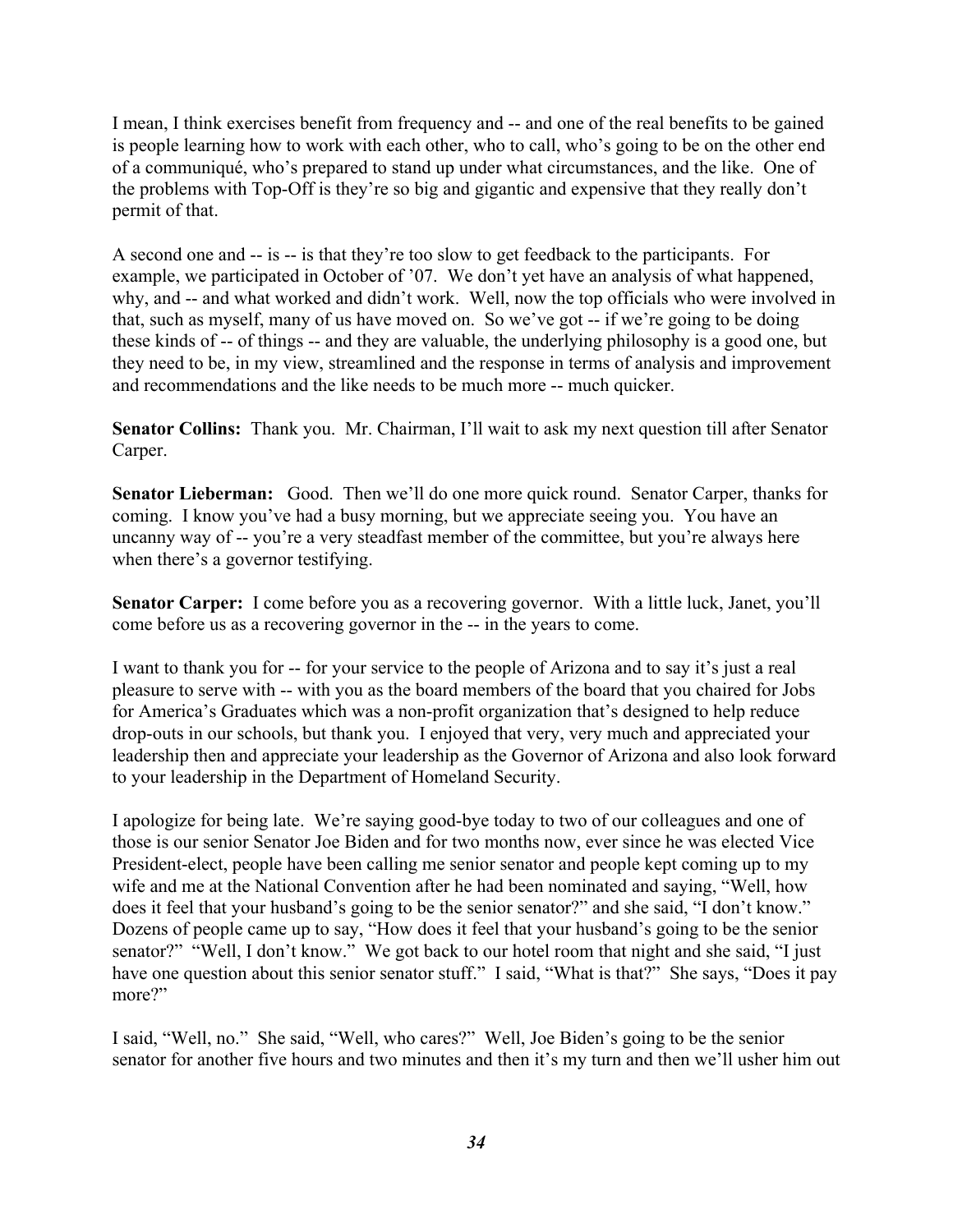I mean, I think exercises benefit from frequency and -- and one of the real benefits to be gained is people learning how to work with each other, who to call, who's going to be on the other end of a communiqué, who's prepared to stand up under what circumstances, and the like. One of the problems with Top-Off is they're so big and gigantic and expensive that they really don't permit of that.

A second one and -- is -- is that they're too slow to get feedback to the participants. For example, we participated in October of '07. We don't yet have an analysis of what happened, why, and -- and what worked and didn't work. Well, now the top officials who were involved in that, such as myself, many of us have moved on. So we've got -- if we're going to be doing these kinds of -- of things -- and they are valuable, the underlying philosophy is a good one, but they need to be, in my view, streamlined and the response in terms of analysis and improvement and recommendations and the like needs to be much more -- much quicker.

**Senator Collins:** Thank you. Mr. Chairman, I'll wait to ask my next question till after Senator Carper.

**Senator Lieberman:** Good. Then we'll do one more quick round. Senator Carper, thanks for coming. I know you've had a busy morning, but we appreciate seeing you. You have an uncanny way of -- you're a very steadfast member of the committee, but you're always here when there's a governor testifying.

**Senator Carper:** I come before you as a recovering governor. With a little luck, Janet, you'll come before us as a recovering governor in the -- in the years to come.

I want to thank you for -- for your service to the people of Arizona and to say it's just a real pleasure to serve with -- with you as the board members of the board that you chaired for Jobs for America's Graduates which was a non-profit organization that's designed to help reduce drop-outs in our schools, but thank you. I enjoyed that very, very much and appreciated your leadership then and appreciate your leadership as the Governor of Arizona and also look forward to your leadership in the Department of Homeland Security.

I apologize for being late. We're saying good-bye today to two of our colleagues and one of those is our senior Senator Joe Biden and for two months now, ever since he was elected Vice President-elect, people have been calling me senior senator and people kept coming up to my wife and me at the National Convention after he had been nominated and saying, "Well, how does it feel that your husband's going to be the senior senator?" and she said, "I don't know." Dozens of people came up to say, "How does it feel that your husband's going to be the senior senator?" "Well, I don't know." We got back to our hotel room that night and she said, "I just have one question about this senior senator stuff." I said, "What is that?" She says, "Does it pay more?"

I said, "Well, no." She said, "Well, who cares?" Well, Joe Biden's going to be the senior senator for another five hours and two minutes and then it's my turn and then we'll usher him out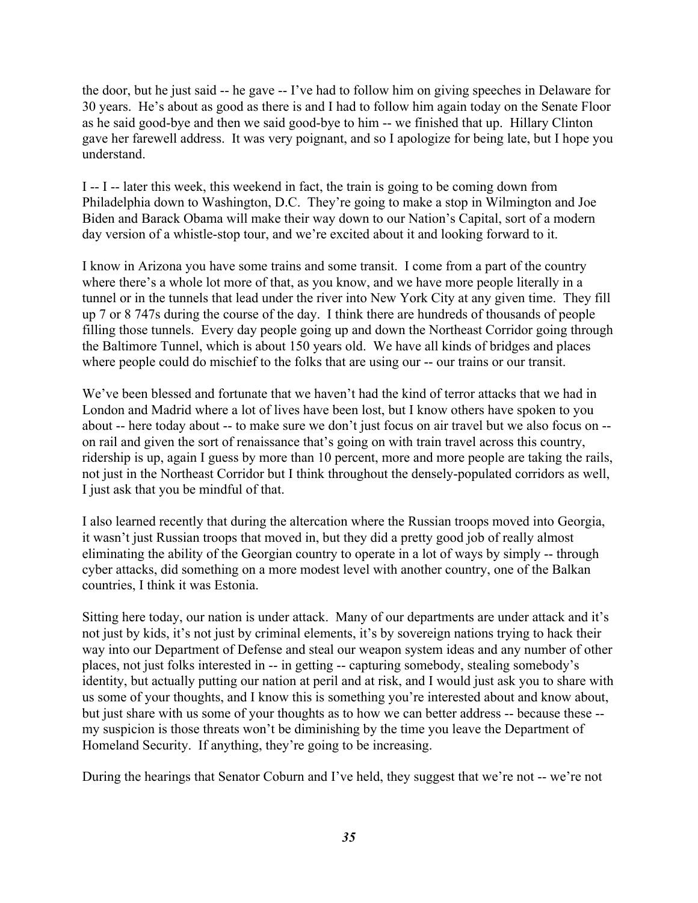the door, but he just said -- he gave -- I've had to follow him on giving speeches in Delaware for 30 years. He's about as good as there is and I had to follow him again today on the Senate Floor as he said good-bye and then we said good-bye to him -- we finished that up. Hillary Clinton gave her farewell address. It was very poignant, and so I apologize for being late, but I hope you understand.

I -- I -- later this week, this weekend in fact, the train is going to be coming down from Philadelphia down to Washington, D.C. They're going to make a stop in Wilmington and Joe Biden and Barack Obama will make their way down to our Nation's Capital, sort of a modern day version of a whistle-stop tour, and we're excited about it and looking forward to it.

I know in Arizona you have some trains and some transit. I come from a part of the country where there's a whole lot more of that, as you know, and we have more people literally in a tunnel or in the tunnels that lead under the river into New York City at any given time. They fill up 7 or 8 747s during the course of the day. I think there are hundreds of thousands of people filling those tunnels. Every day people going up and down the Northeast Corridor going through the Baltimore Tunnel, which is about 150 years old. We have all kinds of bridges and places where people could do mischief to the folks that are using our -- our trains or our transit.

We've been blessed and fortunate that we haven't had the kind of terror attacks that we had in London and Madrid where a lot of lives have been lost, but I know others have spoken to you about -- here today about -- to make sure we don't just focus on air travel but we also focus on -- on rail and given the sort of renaissance that's going on with train travel across this country, ridership is up, again I guess by more than 10 percent, more and more people are taking the rails, not just in the Northeast Corridor but I think throughout the densely-populated corridors as well, I just ask that you be mindful of that.

I also learned recently that during the altercation where the Russian troops moved into Georgia, it wasn't just Russian troops that moved in, but they did a pretty good job of really almost eliminating the ability of the Georgian country to operate in a lot of ways by simply -- through cyber attacks, did something on a more modest level with another country, one of the Balkan countries, I think it was Estonia.

Sitting here today, our nation is under attack. Many of our departments are under attack and it's not just by kids, it's not just by criminal elements, it's by sovereign nations trying to hack their way into our Department of Defense and steal our weapon system ideas and any number of other places, not just folks interested in -- in getting -- capturing somebody, stealing somebody's identity, but actually putting our nation at peril and at risk, and I would just ask you to share with us some of your thoughts, and I know this is something you're interested about and know about, but just share with us some of your thoughts as to how we can better address -- because these -- my suspicion is those threats won't be diminishing by the time you leave the Department of Homeland Security. If anything, they're going to be increasing.

During the hearings that Senator Coburn and I've held, they suggest that we're not -- we're not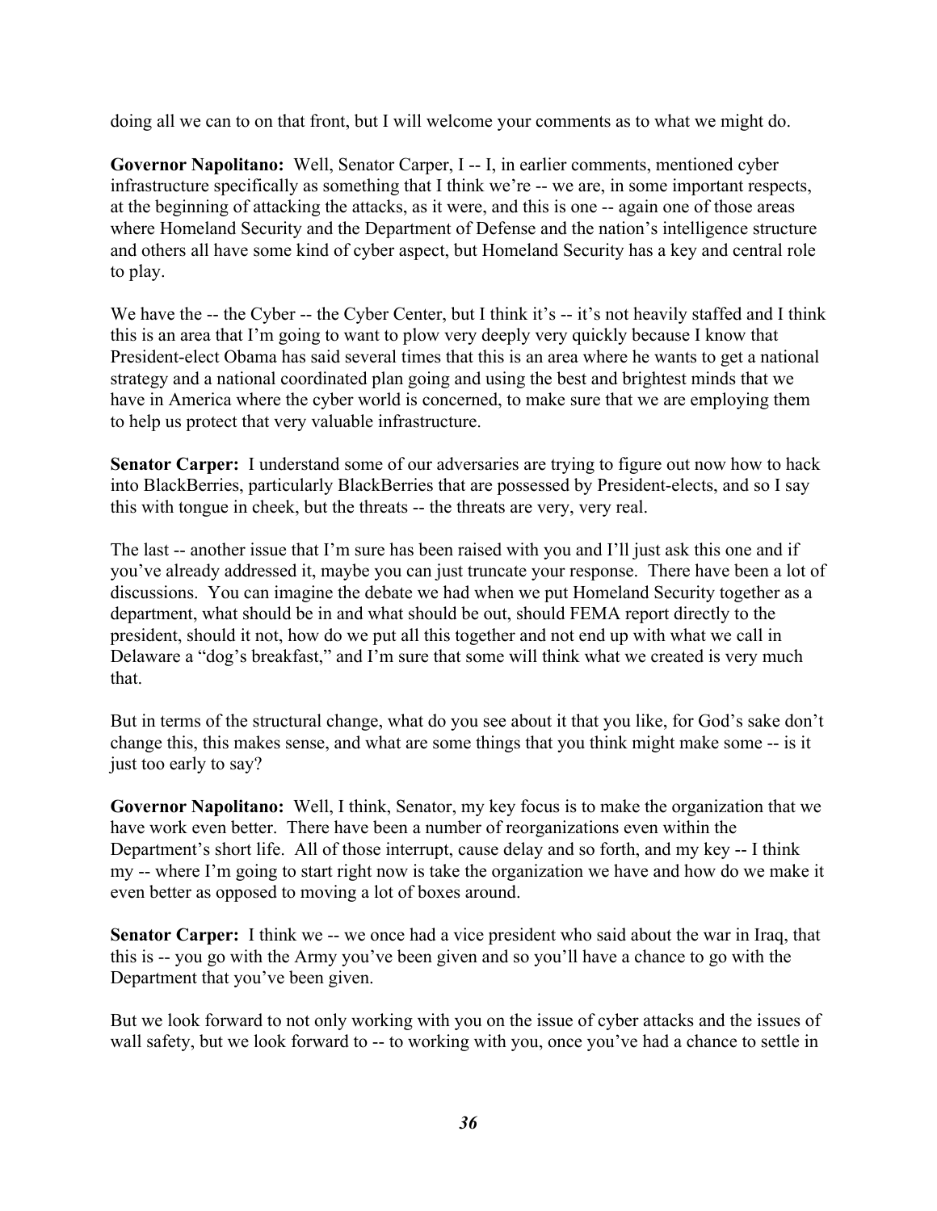doing all we can to on that front, but I will welcome your comments as to what we might do.

**Governor Napolitano:** Well, Senator Carper, I -- I, in earlier comments, mentioned cyber infrastructure specifically as something that I think we're -- we are, in some important respects, at the beginning of attacking the attacks, as it were, and this is one -- again one of those areas where Homeland Security and the Department of Defense and the nation's intelligence structure and others all have some kind of cyber aspect, but Homeland Security has a key and central role to play.

We have the -- the Cyber -- the Cyber Center, but I think it's -- it's not heavily staffed and I think this is an area that I'm going to want to plow very deeply very quickly because I know that President-elect Obama has said several times that this is an area where he wants to get a national strategy and a national coordinated plan going and using the best and brightest minds that we have in America where the cyber world is concerned, to make sure that we are employing them to help us protect that very valuable infrastructure.

**Senator Carper:** I understand some of our adversaries are trying to figure out now how to hack into BlackBerries, particularly BlackBerries that are possessed by President-elects, and so I say this with tongue in cheek, but the threats -- the threats are very, very real.

The last -- another issue that I'm sure has been raised with you and I'll just ask this one and if you've already addressed it, maybe you can just truncate your response. There have been a lot of discussions. You can imagine the debate we had when we put Homeland Security together as a department, what should be in and what should be out, should FEMA report directly to the president, should it not, how do we put all this together and not end up with what we call in Delaware a "dog's breakfast," and I'm sure that some will think what we created is very much that.

But in terms of the structural change, what do you see about it that you like, for God's sake don't change this, this makes sense, and what are some things that you think might make some -- is it just too early to say?

**Governor Napolitano:** Well, I think, Senator, my key focus is to make the organization that we have work even better. There have been a number of reorganizations even within the Department's short life. All of those interrupt, cause delay and so forth, and my key -- I think my -- where I'm going to start right now is take the organization we have and how do we make it even better as opposed to moving a lot of boxes around.

**Senator Carper:** I think we -- we once had a vice president who said about the war in Iraq, that this is -- you go with the Army you've been given and so you'll have a chance to go with the Department that you've been given.

But we look forward to not only working with you on the issue of cyber attacks and the issues of wall safety, but we look forward to -- to working with you, once you've had a chance to settle in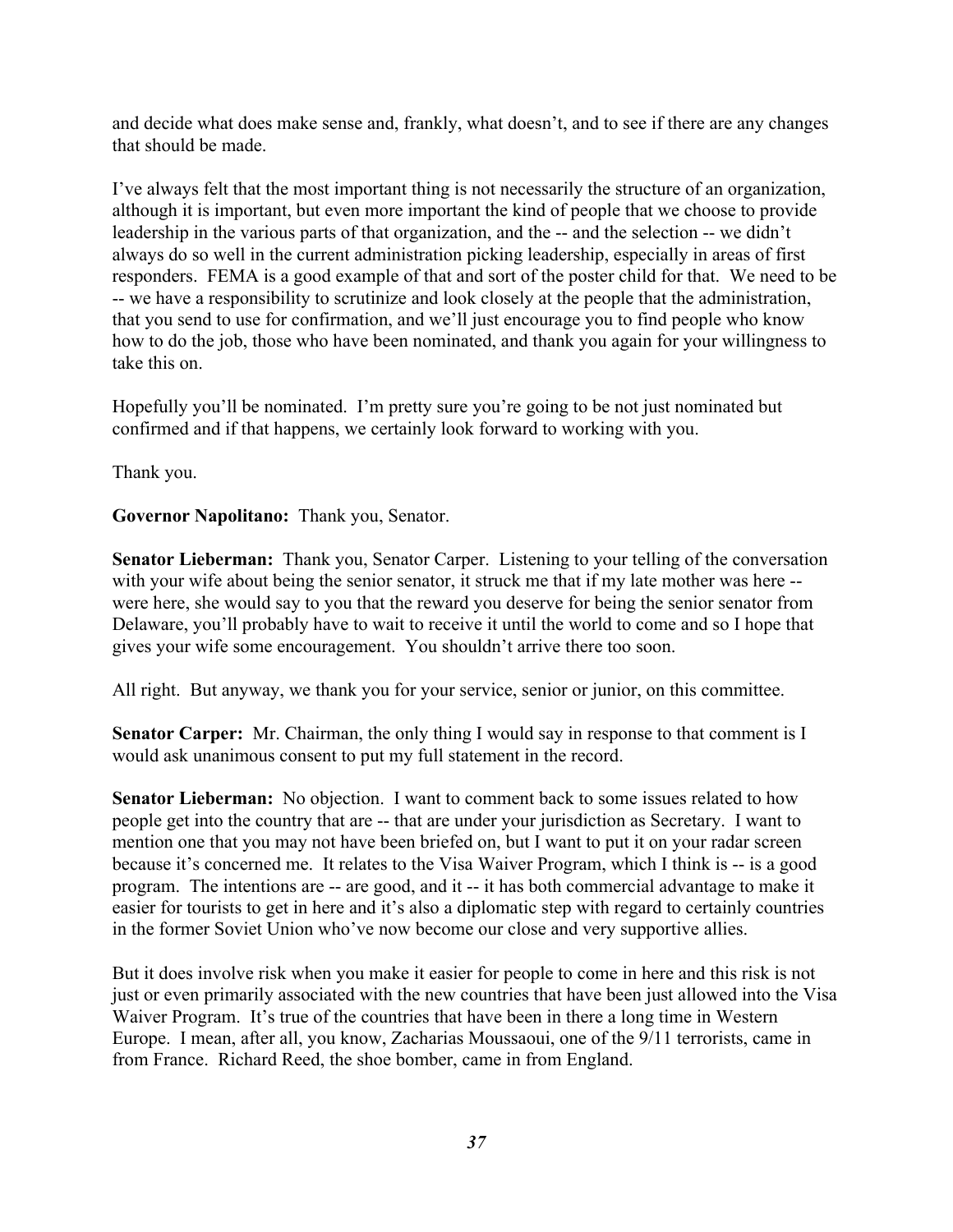and decide what does make sense and, frankly, what doesn't, and to see if there are any changes that should be made.

I've always felt that the most important thing is not necessarily the structure of an organization, although it is important, but even more important the kind of people that we choose to provide leadership in the various parts of that organization, and the -- and the selection -- we didn't always do so well in the current administration picking leadership, especially in areas of first responders. FEMA is a good example of that and sort of the poster child for that. We need to be -- we have a responsibility to scrutinize and look closely at the people that the administration, that you send to use for confirmation, and we'll just encourage you to find people who know how to do the job, those who have been nominated, and thank you again for your willingness to take this on.

Hopefully you'll be nominated. I'm pretty sure you're going to be not just nominated but confirmed and if that happens, we certainly look forward to working with you.

Thank you.

**Governor Napolitano:** Thank you, Senator.

**Senator Lieberman:** Thank you, Senator Carper. Listening to your telling of the conversation with your wife about being the senior senator, it struck me that if my late mother was here -- were here, she would say to you that the reward you deserve for being the senior senator from Delaware, you'll probably have to wait to receive it until the world to come and so I hope that gives your wife some encouragement. You shouldn't arrive there too soon.

All right. But anyway, we thank you for your service, senior or junior, on this committee.

**Senator Carper:** Mr. Chairman, the only thing I would say in response to that comment is I would ask unanimous consent to put my full statement in the record.

**Senator Lieberman:** No objection. I want to comment back to some issues related to how people get into the country that are -- that are under your jurisdiction as Secretary. I want to mention one that you may not have been briefed on, but I want to put it on your radar screen because it's concerned me. It relates to the Visa Waiver Program, which I think is -- is a good program. The intentions are -- are good, and it -- it has both commercial advantage to make it easier for tourists to get in here and it's also a diplomatic step with regard to certainly countries in the former Soviet Union who've now become our close and very supportive allies.

But it does involve risk when you make it easier for people to come in here and this risk is not just or even primarily associated with the new countries that have been just allowed into the Visa Waiver Program. It's true of the countries that have been in there a long time in Western Europe. I mean, after all, you know, Zacharias Moussaoui, one of the 9/11 terrorists, came in from France. Richard Reed, the shoe bomber, came in from England.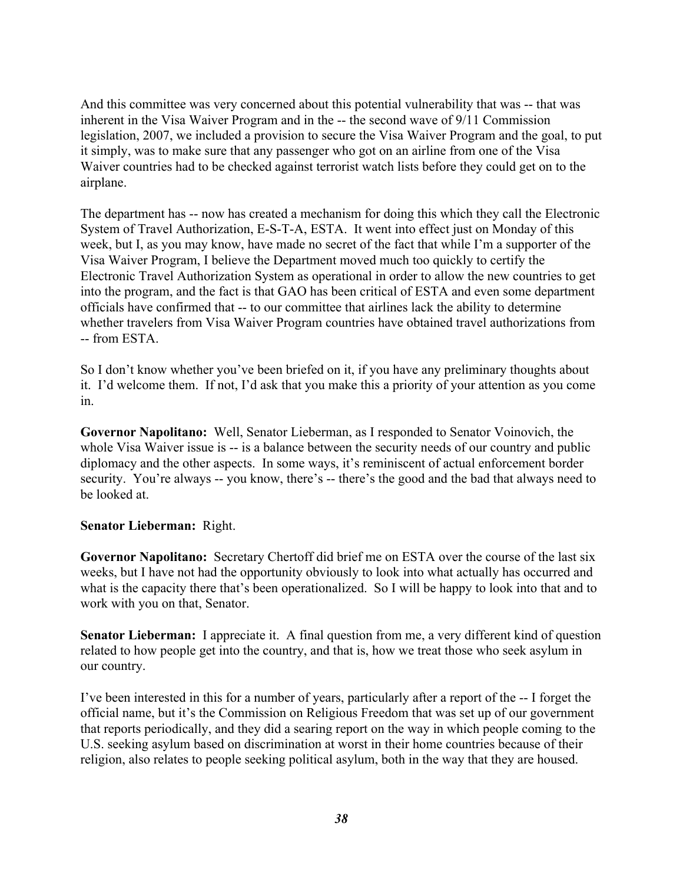And this committee was very concerned about this potential vulnerability that was -- that was inherent in the Visa Waiver Program and in the -- the second wave of 9/11 Commission legislation, 2007, we included a provision to secure the Visa Waiver Program and the goal, to put it simply, was to make sure that any passenger who got on an airline from one of the Visa Waiver countries had to be checked against terrorist watch lists before they could get on to the airplane.

The department has -- now has created a mechanism for doing this which they call the Electronic System of Travel Authorization, E-S-T-A, ESTA. It went into effect just on Monday of this week, but I, as you may know, have made no secret of the fact that while I'm a supporter of the Visa Waiver Program, I believe the Department moved much too quickly to certify the Electronic Travel Authorization System as operational in order to allow the new countries to get into the program, and the fact is that GAO has been critical of ESTA and even some department officials have confirmed that -- to our committee that airlines lack the ability to determine whether travelers from Visa Waiver Program countries have obtained travel authorizations from -- from ESTA.

So I don't know whether you've been briefed on it, if you have any preliminary thoughts about it. I'd welcome them. If not, I'd ask that you make this a priority of your attention as you come in.

**Governor Napolitano:** Well, Senator Lieberman, as I responded to Senator Voinovich, the whole Visa Waiver issue is -- is a balance between the security needs of our country and public diplomacy and the other aspects. In some ways, it's reminiscent of actual enforcement border security. You're always -- you know, there's -- there's the good and the bad that always need to be looked at.

**Senator Lieberman:** Right.

**Governor Napolitano:** Secretary Chertoff did brief me on ESTA over the course of the last six weeks, but I have not had the opportunity obviously to look into what actually has occurred and what is the capacity there that's been operationalized. So I will be happy to look into that and to work with you on that, Senator.

**Senator Lieberman:** I appreciate it. A final question from me, a very different kind of question related to how people get into the country, and that is, how we treat those who seek asylum in our country.

I've been interested in this for a number of years, particularly after a report of the -- I forget the official name, but it's the Commission on Religious Freedom that was set up of our government that reports periodically, and they did a searing report on the way in which people coming to the U.S. seeking asylum based on discrimination at worst in their home countries because of their religion, also relates to people seeking political asylum, both in the way that they are housed.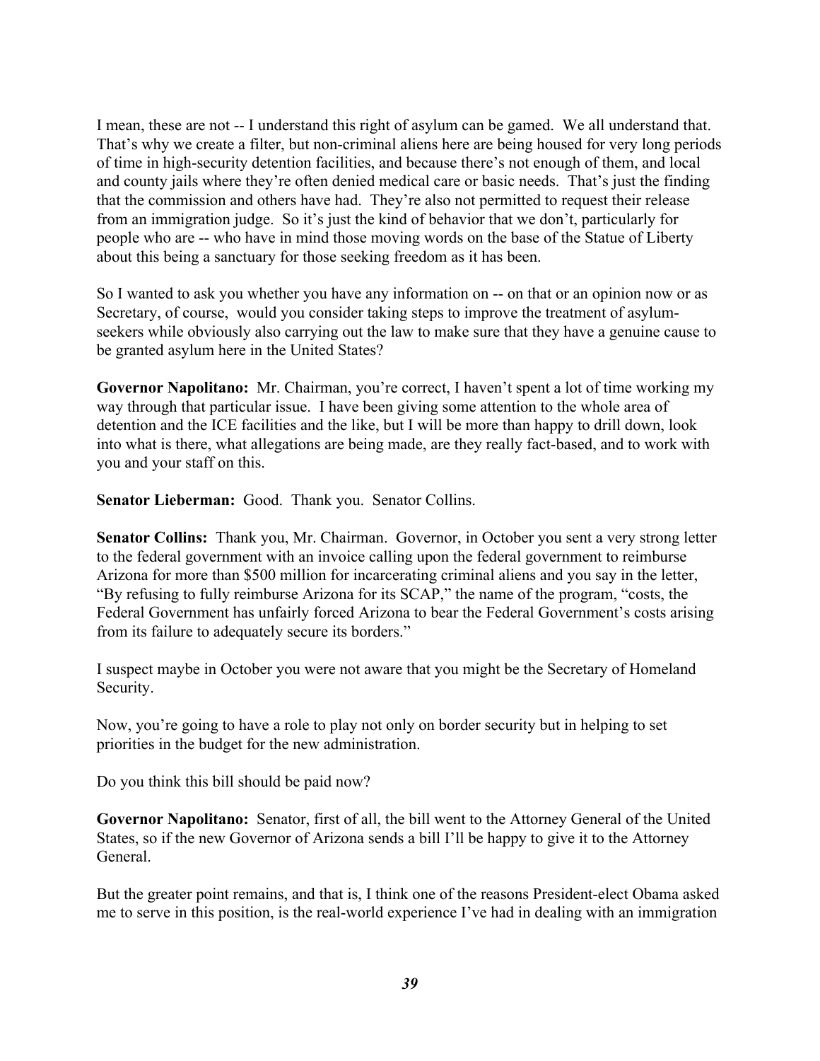I mean, these are not -- I understand this right of asylum can be gamed. We all understand that. That's why we create a filter, but non-criminal aliens here are being housed for very long periods of time in high-security detention facilities, and because there's not enough of them, and local and county jails where they're often denied medical care or basic needs. That's just the finding that the commission and others have had. They're also not permitted to request their release from an immigration judge. So it's just the kind of behavior that we don't, particularly for people who are -- who have in mind those moving words on the base of the Statue of Liberty about this being a sanctuary for those seeking freedom as it has been.

So I wanted to ask you whether you have any information on -- on that or an opinion now or as Secretary, of course, would you consider taking steps to improve the treatment of asylum-seekers while obviously also carrying out the law to make sure that they have a genuine cause to be granted asylum here in the United States?

**Governor Napolitano:** Mr. Chairman, you're correct, I haven't spent a lot of time working my way through that particular issue. I have been giving some attention to the whole area of detention and the ICE facilities and the like, but I will be more than happy to drill down, look into what is there, what allegations are being made, are they really fact-based, and to work with you and your staff on this.

**Senator Lieberman:** Good. Thank you. Senator Collins.

**Senator Collins:** Thank you, Mr. Chairman. Governor, in October you sent a very strong letter to the federal government with an invoice calling upon the federal government to reimburse Arizona for more than $500 million for incarcerating criminal aliens and you say in the letter, "By refusing to fully reimburse Arizona for its SCAP," the name of the program, "costs, the Federal Government has unfairly forced Arizona to bear the Federal Government's costs arising from its failure to adequately secure its borders."

I suspect maybe in October you were not aware that you might be the Secretary of Homeland Security.

Now, you're going to have a role to play not only on border security but in helping to set priorities in the budget for the new administration.

Do you think this bill should be paid now?

**Governor Napolitano:** Senator, first of all, the bill went to the Attorney General of the United States, so if the new Governor of Arizona sends a bill I'll be happy to give it to the Attorney General.

But the greater point remains, and that is, I think one of the reasons President-elect Obama asked me to serve in this position, is the real-world experience I've had in dealing with an immigration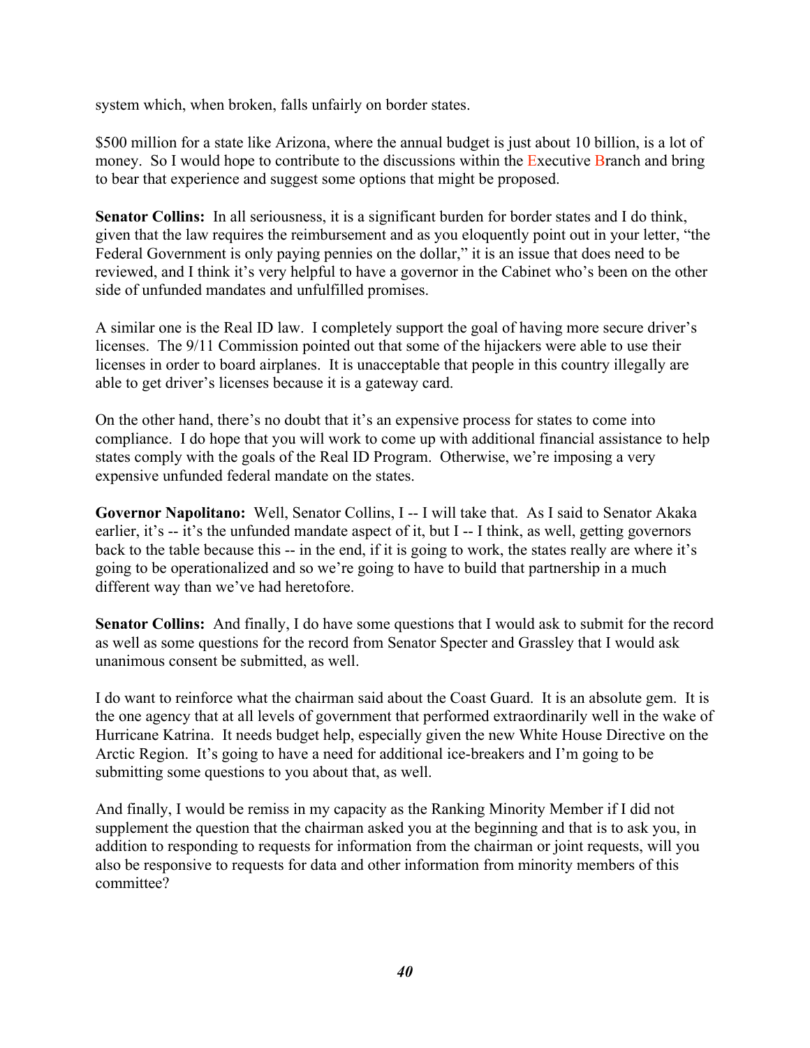system which, when broken, falls unfairly on border states.

$500 million for a state like Arizona, where the annual budget is just about 10 billion, is a lot of money. So I would hope to contribute to the discussions within the Executive Branch and bring to bear that experience and suggest some options that might be proposed.

**Senator Collins:** In all seriousness, it is a significant burden for border states and I do think, given that the law requires the reimbursement and as you eloquently point out in your letter, "the Federal Government is only paying pennies on the dollar," it is an issue that does need to be reviewed, and I think it's very helpful to have a governor in the Cabinet who's been on the other side of unfunded mandates and unfulfilled promises.

A similar one is the Real ID law. I completely support the goal of having more secure driver's licenses. The 9/11 Commission pointed out that some of the hijackers were able to use their licenses in order to board airplanes. It is unacceptable that people in this country illegally are able to get driver's licenses because it is a gateway card.

On the other hand, there's no doubt that it's an expensive process for states to come into compliance. I do hope that you will work to come up with additional financial assistance to help states comply with the goals of the Real ID Program. Otherwise, we're imposing a very expensive unfunded federal mandate on the states.

**Governor Napolitano:** Well, Senator Collins, I -- I will take that. As I said to Senator Akaka earlier, it's -- it's the unfunded mandate aspect of it, but I -- I think, as well, getting governors back to the table because this -- in the end, if it is going to work, the states really are where it's going to be operationalized and so we're going to have to build that partnership in a much different way than we've had heretofore.

**Senator Collins:** And finally, I do have some questions that I would ask to submit for the record as well as some questions for the record from Senator Specter and Grassley that I would ask unanimous consent be submitted, as well.

I do want to reinforce what the chairman said about the Coast Guard. It is an absolute gem. It is the one agency that at all levels of government that performed extraordinarily well in the wake of Hurricane Katrina. It needs budget help, especially given the new White House Directive on the Arctic Region. It's going to have a need for additional ice-breakers and I'm going to be submitting some questions to you about that, as well.

And finally, I would be remiss in my capacity as the Ranking Minority Member if I did not supplement the question that the chairman asked you at the beginning and that is to ask you, in addition to responding to requests for information from the chairman or joint requests, will you also be responsive to requests for data and other information from minority members of this committee?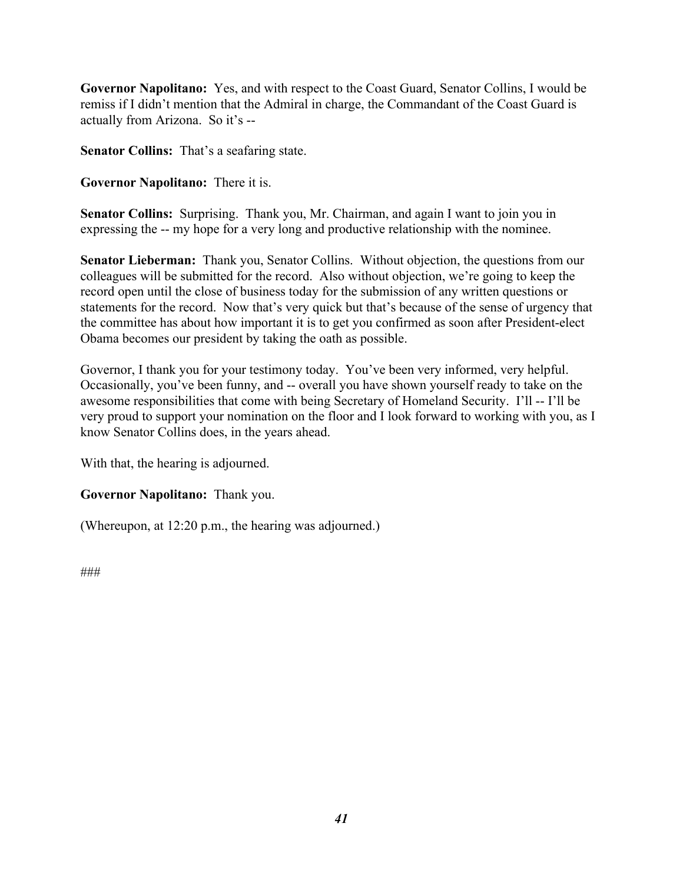**Governor Napolitano:** Yes, and with respect to the Coast Guard, Senator Collins, I would be remiss if I didn't mention that the Admiral in charge, the Commandant of the Coast Guard is actually from Arizona. So it's --

**Senator Collins:** That's a seafaring state.

**Governor Napolitano:** There it is.

**Senator Collins:** Surprising. Thank you, Mr. Chairman, and again I want to join you in expressing the -- my hope for a very long and productive relationship with the nominee.

**Senator Lieberman:** Thank you, Senator Collins. Without objection, the questions from our colleagues will be submitted for the record. Also without objection, we're going to keep the record open until the close of business today for the submission of any written questions or statements for the record. Now that's very quick but that's because of the sense of urgency that the committee has about how important it is to get you confirmed as soon after President-elect Obama becomes our president by taking the oath as possible.

Governor, I thank you for your testimony today. You've been very informed, very helpful. Occasionally, you've been funny, and -- overall you have shown yourself ready to take on the awesome responsibilities that come with being Secretary of Homeland Security. I'll -- I'll be very proud to support your nomination on the floor and I look forward to working with you, as I know Senator Collins does, in the years ahead.

With that, the hearing is adjourned.

**Governor Napolitano:** Thank you.

(Whereupon, at 12:20 p.m., the hearing was adjourned.)

###